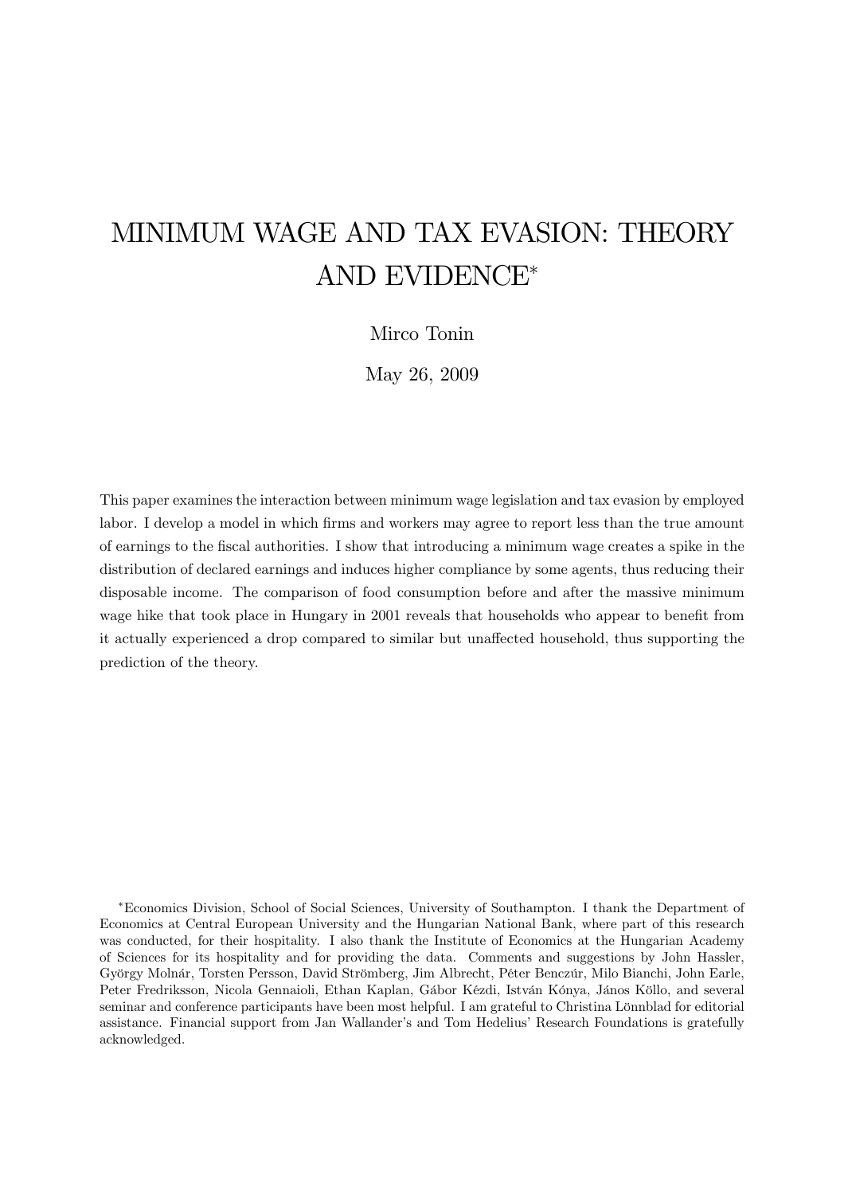# MINIMUM WAGE AND TAX EVASION: THEORY AND EVIDENCE*

Mirco Tonin

May 26, 2009

This paper examines the interaction between minimum wage legislation and tax evasion by employed labor. I develop a model in which firms and workers may agree to report less than the true amount of earnings to the fiscal authorities. I show that introducing a minimum wage creates a spike in the distribution of declared earnings and induces higher compliance by some agents, thus reducing their disposable income. The comparison of food consumption before and after the massive minimum wage hike that took place in Hungary in 2001 reveals that households who appear to benefit from it actually experienced a drop compared to similar but unaffected household, thus supporting the prediction of the theory.

*Economics Division, School of Social Sciences, University of Southampton. I thank the Department of Economics at Central European University and the Hungarian National Bank, where part of this research was conducted, for their hospitality. I also thank the Institute of Economics at the Hungarian Academy of Sciences for its hospitality and for providing the data. Comments and suggestions by John Hassler, György Molnár, Torsten Persson, David Strömberg, Jim Albrecht, Péter Benczúr, Milo Bianchi, John Earle, Peter Fredriksson, Nicola Gennaioli, Ethan Kaplan, Gábor Kézdi, István Kónya, János Köllo, and several seminar and conference participants have been most helpful. I am grateful to Christina Lönnblad for editorial assistance. Financial support from Jan Wallander's and Tom Hedelius' Research Foundations is gratefully acknowledged.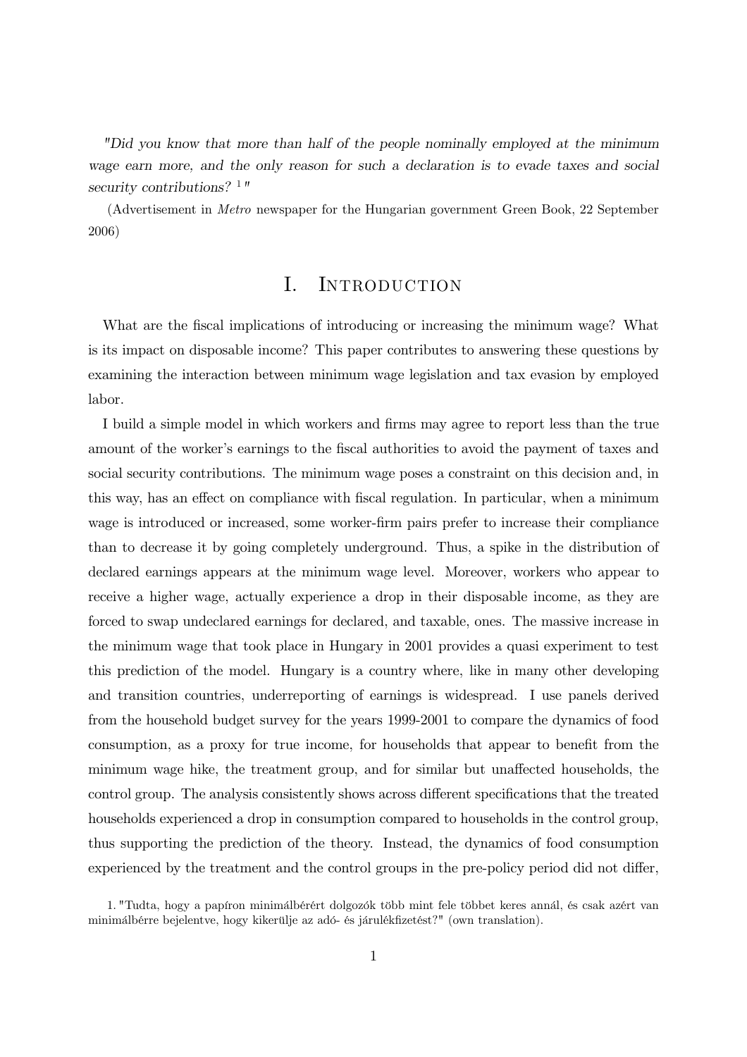*"Did you know that more than half of the people nominally employed at the minimum wage earn more, and the only reason for such a declaration is to evade taxes and social security contributions?* [1]*"*

(Advertisement in *Metro* newspaper for the Hungarian government Green Book, 22 September 2006)

# I. Introduction

What are the fiscal implications of introducing or increasing the minimum wage? What is its impact on disposable income? This paper contributes to answering these questions by examining the interaction between minimum wage legislation and tax evasion by employed labor.

I build a simple model in which workers and firms may agree to report less than the true amount of the worker's earnings to the fiscal authorities to avoid the payment of taxes and social security contributions. The minimum wage poses a constraint on this decision and, in this way, has an effect on compliance with fiscal regulation. In particular, when a minimum wage is introduced or increased, some worker-firm pairs prefer to increase their compliance than to decrease it by going completely underground. Thus, a spike in the distribution of declared earnings appears at the minimum wage level. Moreover, workers who appear to receive a higher wage, actually experience a drop in their disposable income, as they are forced to swap undeclared earnings for declared, and taxable, ones. The massive increase in the minimum wage that took place in Hungary in 2001 provides a quasi experiment to test this prediction of the model. Hungary is a country where, like in many other developing and transition countries, underreporting of earnings is widespread. I use panels derived from the household budget survey for the years 1999-2001 to compare the dynamics of food consumption, as a proxy for true income, for households that appear to benefit from the minimum wage hike, the treatment group, and for similar but unaffected households, the control group. The analysis consistently shows across different specifications that the treated households experienced a drop in consumption compared to households in the control group, thus supporting the prediction of the theory. Instead, the dynamics of food consumption experienced by the treatment and the control groups in the pre-policy period did not differ,

1. "Tudta, hogy a papíron minimálbérért dolgozók több mint fele többet keres annál, és csak azért van minimálbérre bejelentve, hogy kikerülje az adó- és járulékfizetést?" (own translation).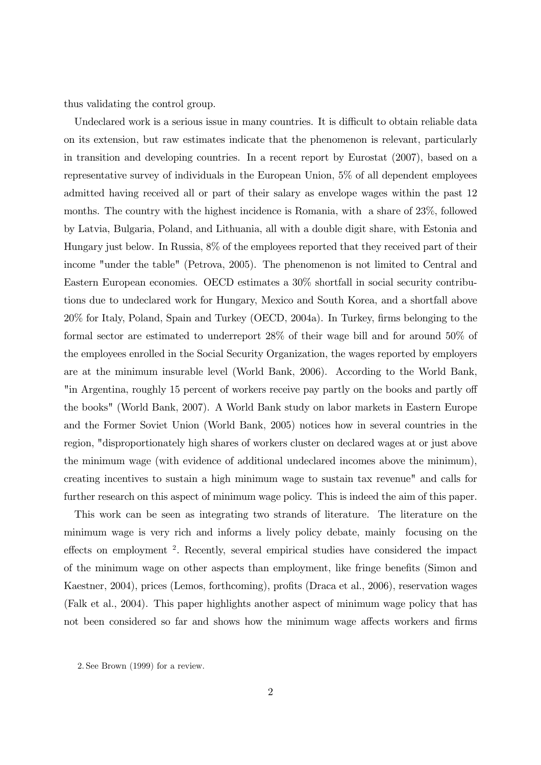thus validating the control group.

Undeclared work is a serious issue in many countries. It is difficult to obtain reliable data on its extension, but raw estimates indicate that the phenomenon is relevant, particularly in transition and developing countries. In a recent report by Eurostat (2007), based on a representative survey of individuals in the European Union, 5% of all dependent employees admitted having received all or part of their salary as envelope wages within the past 12 months. The country with the highest incidence is Romania, with a share of 23%, followed by Latvia, Bulgaria, Poland, and Lithuania, all with a double digit share, with Estonia and Hungary just below. In Russia, 8% of the employees reported that they received part of their income "under the table" (Petrova, 2005). The phenomenon is not limited to Central and Eastern European economies. OECD estimates a 30% shortfall in social security contributions due to undeclared work for Hungary, Mexico and South Korea, and a shortfall above 20% for Italy, Poland, Spain and Turkey (OECD, 2004a). In Turkey, firms belonging to the formal sector are estimated to underreport 28% of their wage bill and for around 50% of the employees enrolled in the Social Security Organization, the wages reported by employers are at the minimum insurable level (World Bank, 2006). According to the World Bank, "in Argentina, roughly 15 percent of workers receive pay partly on the books and partly off the books" (World Bank, 2007). A World Bank study on labor markets in Eastern Europe and the Former Soviet Union (World Bank, 2005) notices how in several countries in the region, "disproportionately high shares of workers cluster on declared wages at or just above the minimum wage (with evidence of additional undeclared incomes above the minimum), creating incentives to sustain a high minimum wage to sustain tax revenue" and calls for further research on this aspect of minimum wage policy. This is indeed the aim of this paper.

This work can be seen as integrating two strands of literature. The literature on the minimum wage is very rich and informs a lively policy debate, mainly focusing on the effects on employment [2]. Recently, several empirical studies have considered the impact of the minimum wage on other aspects than employment, like fringe benefits (Simon and Kaestner, 2004), prices (Lemos, forthcoming), profits (Draca et al., 2006), reservation wages (Falk et al., 2004). This paper highlights another aspect of minimum wage policy that has not been considered so far and shows how the minimum wage affects workers and firms

2. See Brown (1999) for a review.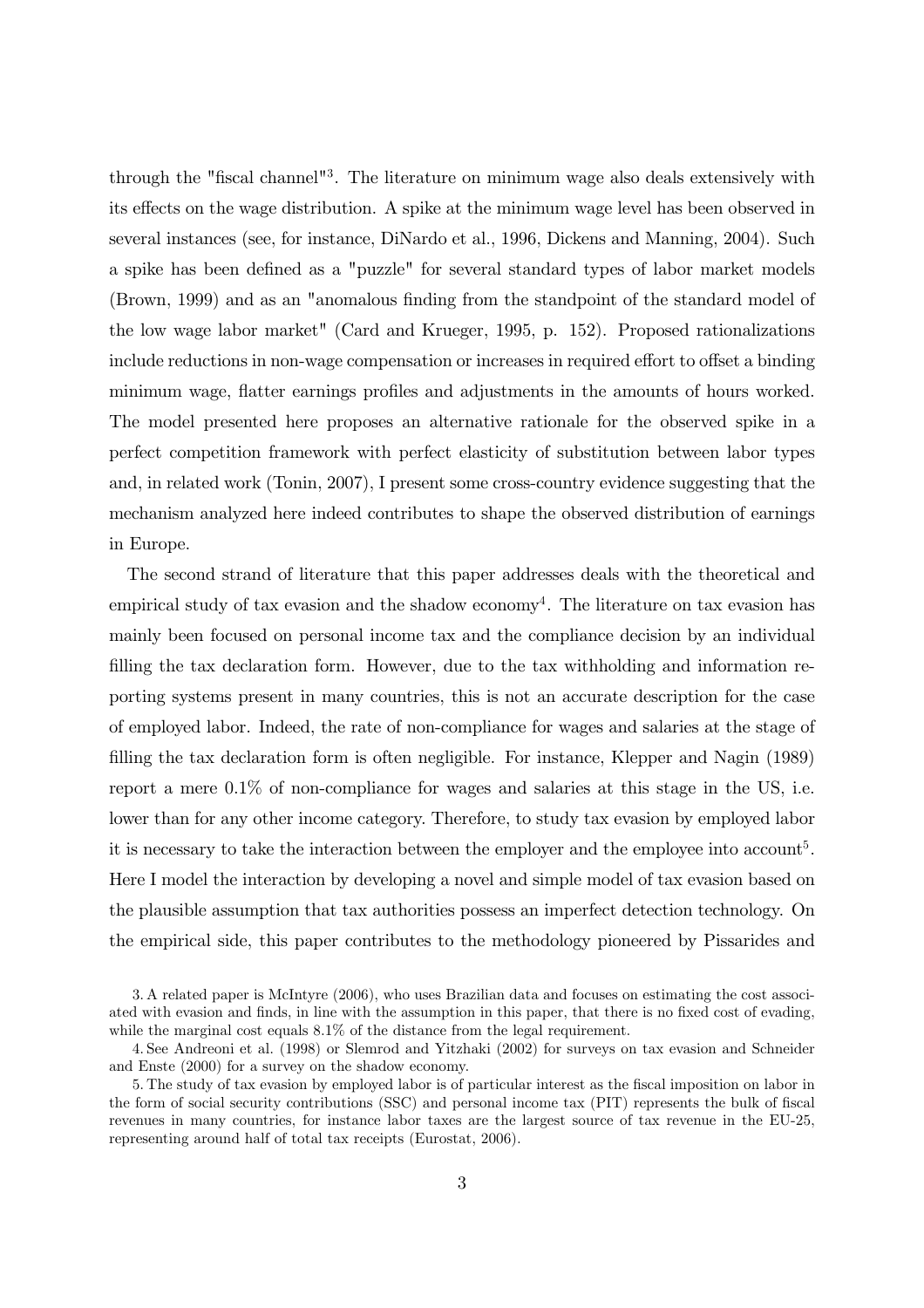through the "fiscal channel"[3]. The literature on minimum wage also deals extensively with its effects on the wage distribution. A spike at the minimum wage level has been observed in several instances (see, for instance, DiNardo et al., 1996, Dickens and Manning, 2004). Such a spike has been defined as a "puzzle" for several standard types of labor market models (Brown, 1999) and as an "anomalous finding from the standpoint of the standard model of the low wage labor market" (Card and Krueger, 1995, p. 152). Proposed rationalizations include reductions in non-wage compensation or increases in required effort to offset a binding minimum wage, flatter earnings profiles and adjustments in the amounts of hours worked. The model presented here proposes an alternative rationale for the observed spike in a perfect competition framework with perfect elasticity of substitution between labor types and, in related work (Tonin, 2007), I present some cross-country evidence suggesting that the mechanism analyzed here indeed contributes to shape the observed distribution of earnings in Europe.

The second strand of literature that this paper addresses deals with the theoretical and empirical study of tax evasion and the shadow economy[4]. The literature on tax evasion has mainly been focused on personal income tax and the compliance decision by an individual filling the tax declaration form. However, due to the tax withholding and information reporting systems present in many countries, this is not an accurate description for the case of employed labor. Indeed, the rate of non-compliance for wages and salaries at the stage of filling the tax declaration form is often negligible. For instance, Klepper and Nagin (1989) report a mere 0.1% of non-compliance for wages and salaries at this stage in the US, i.e. lower than for any other income category. Therefore, to study tax evasion by employed labor it is necessary to take the interaction between the employer and the employee into account[5]. Here I model the interaction by developing a novel and simple model of tax evasion based on the plausible assumption that tax authorities possess an imperfect detection technology. On the empirical side, this paper contributes to the methodology pioneered by Pissarides and

3. A related paper is McIntyre (2006), who uses Brazilian data and focuses on estimating the cost associated with evasion and finds, in line with the assumption in this paper, that there is no fixed cost of evading, while the marginal cost equals 8.1% of the distance from the legal requirement.

4. See Andreoni et al. (1998) or Slemrod and Yitzhaki (2002) for surveys on tax evasion and Schneider and Enste (2000) for a survey on the shadow economy.

5. The study of tax evasion by employed labor is of particular interest as the fiscal imposition on labor in the form of social security contributions (SSC) and personal income tax (PIT) represents the bulk of fiscal revenues in many countries, for instance labor taxes are the largest source of tax revenue in the EU-25, representing around half of total tax receipts (Eurostat, 2006).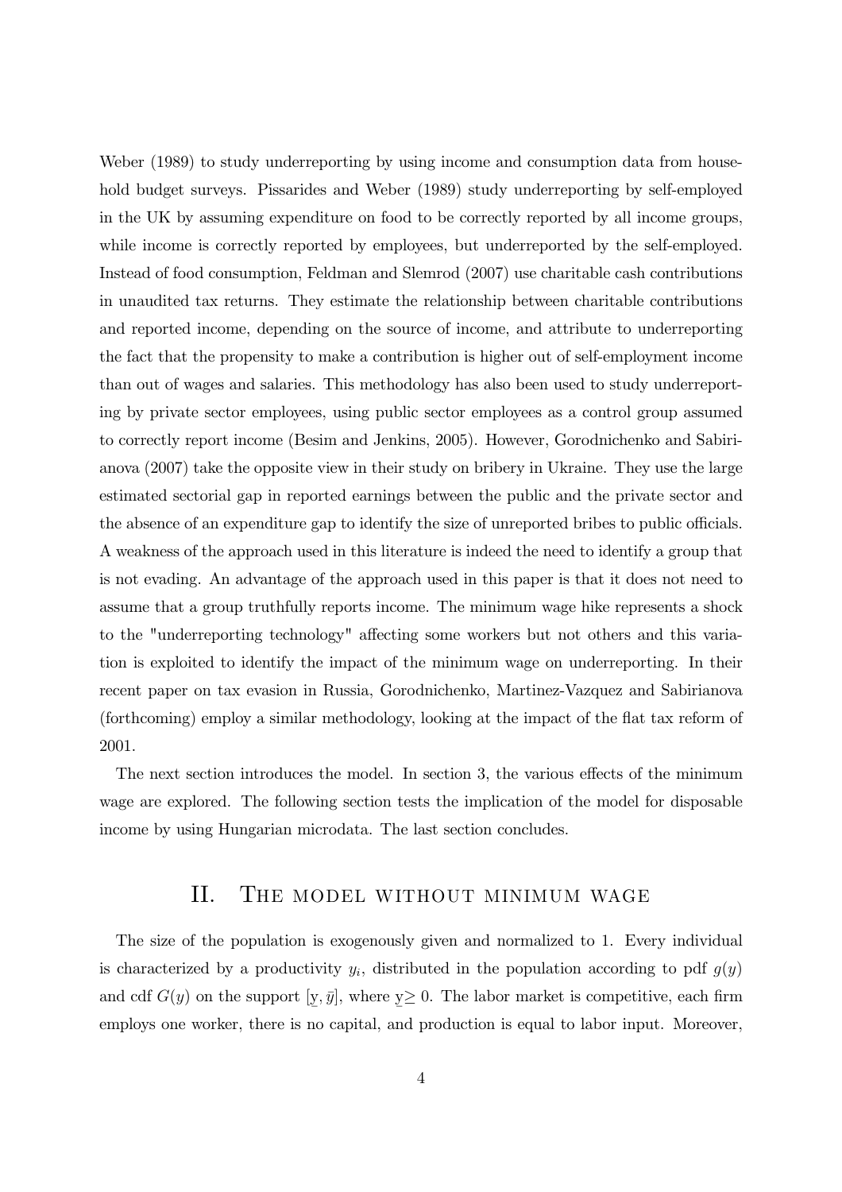Weber (1989) to study underreporting by using income and consumption data from household budget surveys. Pissarides and Weber (1989) study underreporting by self-employed in the UK by assuming expenditure on food to be correctly reported by all income groups, while income is correctly reported by employees, but underreported by the self-employed. Instead of food consumption, Feldman and Slemrod (2007) use charitable cash contributions in unaudited tax returns. They estimate the relationship between charitable contributions and reported income, depending on the source of income, and attribute to underreporting the fact that the propensity to make a contribution is higher out of self-employment income than out of wages and salaries. This methodology has also been used to study underreporting by private sector employees, using public sector employees as a control group assumed to correctly report income (Besim and Jenkins, 2005). However, Gorodnichenko and Sabirianova (2007) take the opposite view in their study on bribery in Ukraine. They use the large estimated sectorial gap in reported earnings between the public and the private sector and the absence of an expenditure gap to identify the size of unreported bribes to public officials. A weakness of the approach used in this literature is indeed the need to identify a group that is not evading. An advantage of the approach used in this paper is that it does not need to assume that a group truthfully reports income. The minimum wage hike represents a shock to the "underreporting technology" affecting some workers but not others and this variation is exploited to identify the impact of the minimum wage on underreporting. In their recent paper on tax evasion in Russia, Gorodnichenko, Martinez-Vazquez and Sabirianova (forthcoming) employ a similar methodology, looking at the impact of the flat tax reform of 2001.

The next section introduces the model. In section 3, the various effects of the minimum wage are explored. The following section tests the implication of the model for disposable income by using Hungarian microdata. The last section concludes.

## II. The model without minimum wage

The size of the population is exogenously given and normalized to 1. Every individual is characterized by a productivity $y_i$, distributed in the population according to pdf $g(y)$ and cdf $G(y)$ on the support $[\underline{y}, \bar{y}]$, where $\underline{y} \geq 0$. The labor market is competitive, each firm employs one worker, there is no capital, and production is equal to labor input. Moreover,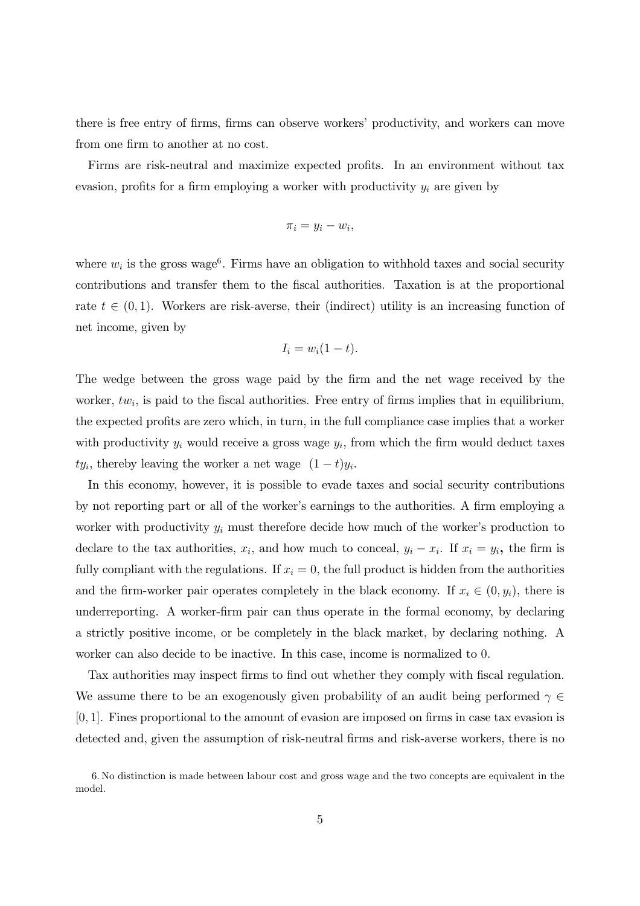there is free entry of firms, firms can observe workers' productivity, and workers can move from one firm to another at no cost.

Firms are risk-neutral and maximize expected profits. In an environment without tax evasion, profits for a firm employing a worker with productivity $y_i$ are given by

$$\pi_i = y_i - w_i,$$

where $w_i$ is the gross wage[6]. Firms have an obligation to withhold taxes and social security contributions and transfer them to the fiscal authorities. Taxation is at the proportional rate $t \in (0, 1)$. Workers are risk-averse, their (indirect) utility is an increasing function of net income, given by

$$I_i = w_i(1 - t).$$

The wedge between the gross wage paid by the firm and the net wage received by the worker, $tw_i$, is paid to the fiscal authorities. Free entry of firms implies that in equilibrium, the expected profits are zero which, in turn, in the full compliance case implies that a worker with productivity $y_i$ would receive a gross wage $y_i$, from which the firm would deduct taxes $ty_i$, thereby leaving the worker a net wage $(1 - t)y_i$.

In this economy, however, it is possible to evade taxes and social security contributions by not reporting part or all of the worker's earnings to the authorities. A firm employing a worker with productivity $y_i$ must therefore decide how much of the worker's production to declare to the tax authorities, $x_i$, and how much to conceal, $y_i - x_i$. If $x_i = y_i$**,** the firm is fully compliant with the regulations. If $x_i = 0$, the full product is hidden from the authorities and the firm-worker pair operates completely in the black economy. If $x_i \in (0, y_i)$, there is underreporting. A worker-firm pair can thus operate in the formal economy, by declaring a strictly positive income, or be completely in the black market, by declaring nothing. A worker can also decide to be inactive. In this case, income is normalized to 0.

Tax authorities may inspect firms to find out whether they comply with fiscal regulation. We assume there to be an exogenously given probability of an audit being performed $\gamma \in [0, 1]$. Fines proportional to the amount of evasion are imposed on firms in case tax evasion is detected and, given the assumption of risk-neutral firms and risk-averse workers, there is no

6. No distinction is made between labour cost and gross wage and the two concepts are equivalent in the model.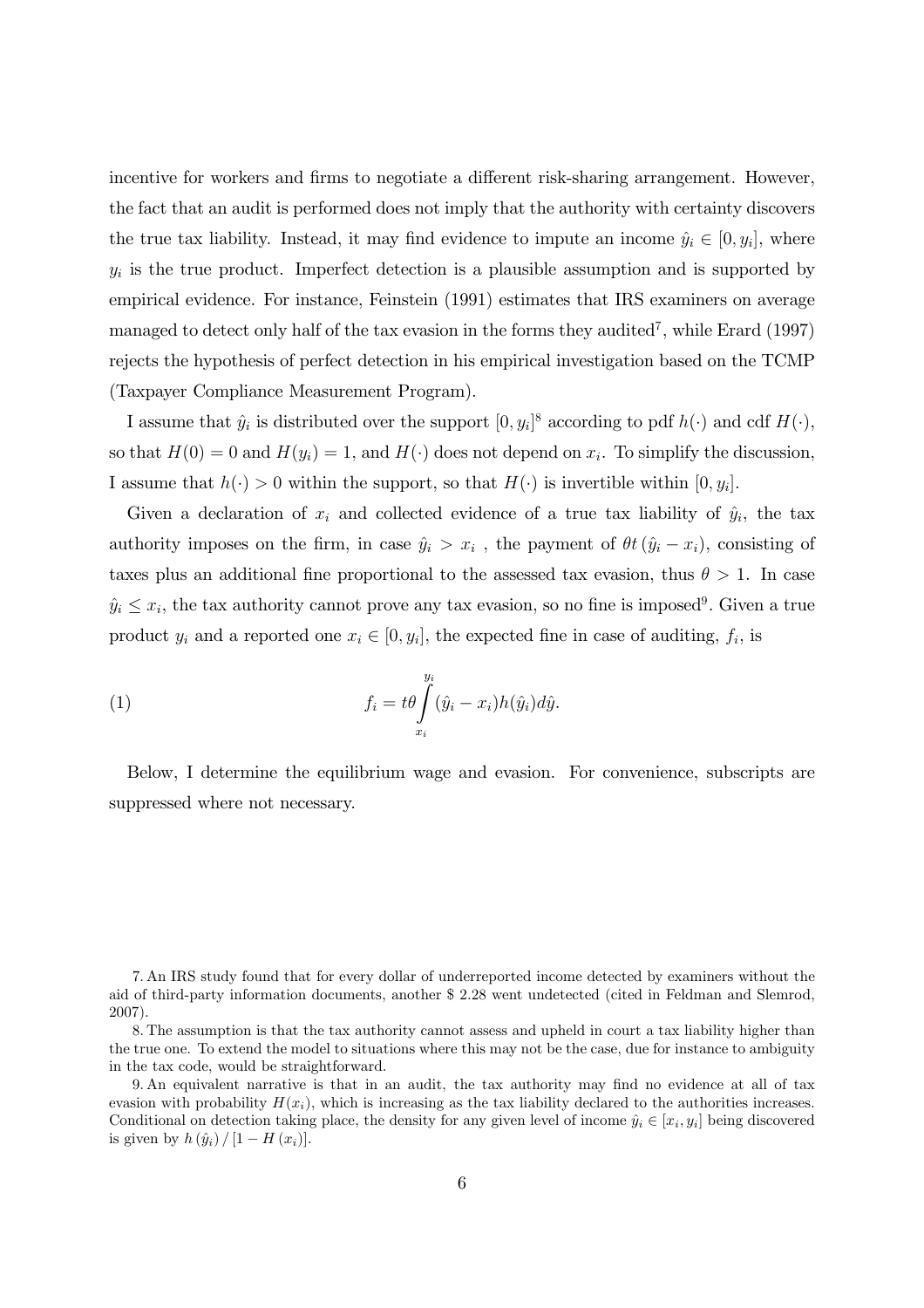incentive for workers and firms to negotiate a different risk-sharing arrangement. However, the fact that an audit is performed does not imply that the authority with certainty discovers the true tax liability. Instead, it may find evidence to impute an income $\hat{y}_i \in [0, y_i]$, where $y_i$ is the true product. Imperfect detection is a plausible assumption and is supported by empirical evidence. For instance, Feinstein (1991) estimates that IRS examiners on average managed to detect only half of the tax evasion in the forms they audited[7], while Erard (1997) rejects the hypothesis of perfect detection in his empirical investigation based on the TCMP (Taxpayer Compliance Measurement Program).

I assume that $\hat{y}_i$ is distributed over the support $[0, y_i]$[8] according to pdf $h(\cdot)$ and cdf $H(\cdot)$, so that $H(0) = 0$ and $H(y_i) = 1$, and $H(\cdot)$ does not depend on $x_i$. To simplify the discussion, I assume that $h(\cdot) > 0$ within the support, so that $H(\cdot)$ is invertible within $[0, y_i]$.

Given a declaration of $x_i$ and collected evidence of a true tax liability of $\hat{y}_i$, the tax authority imposes on the firm, in case $\hat{y}_i > x_i$ , the payment of $\theta t (\hat{y}_i - x_i)$, consisting of taxes plus an additional fine proportional to the assessed tax evasion, thus $\theta > 1$. In case $\hat{y}_i \leq x_i$, the tax authority cannot prove any tax evasion, so no fine is imposed[9]. Given a true product $y_i$ and a reported one $x_i \in [0, y_i]$, the expected fine in case of auditing, $f_i$, is

$$f_i = t\theta \int_{x_i}^{y_i} (\hat{y}_i - x_i) h(\hat{y}_i) d\hat{y}. \tag{1}$$

Below, I determine the equilibrium wage and evasion. For convenience, subscripts are suppressed where not necessary.

7. An IRS study found that for every dollar of underreported income detected by examiners without the aid of third-party information documents, another \$ 2.28 went undetected (cited in Feldman and Slemrod, 2007).

8. The assumption is that the tax authority cannot assess and upheld in court a tax liability higher than the true one. To extend the model to situations where this may not be the case, due for instance to ambiguity in the tax code, would be straightforward.

9. An equivalent narrative is that in an audit, the tax authority may find no evidence at all of tax evasion with probability $H(x_i)$, which is increasing as the tax liability declared to the authorities increases. Conditional on detection taking place, the density for any given level of income $\hat{y}_i \in [x_i, y_i]$ being discovered is given by $h(\hat{y}_i) / [1 - H(x_i)]$.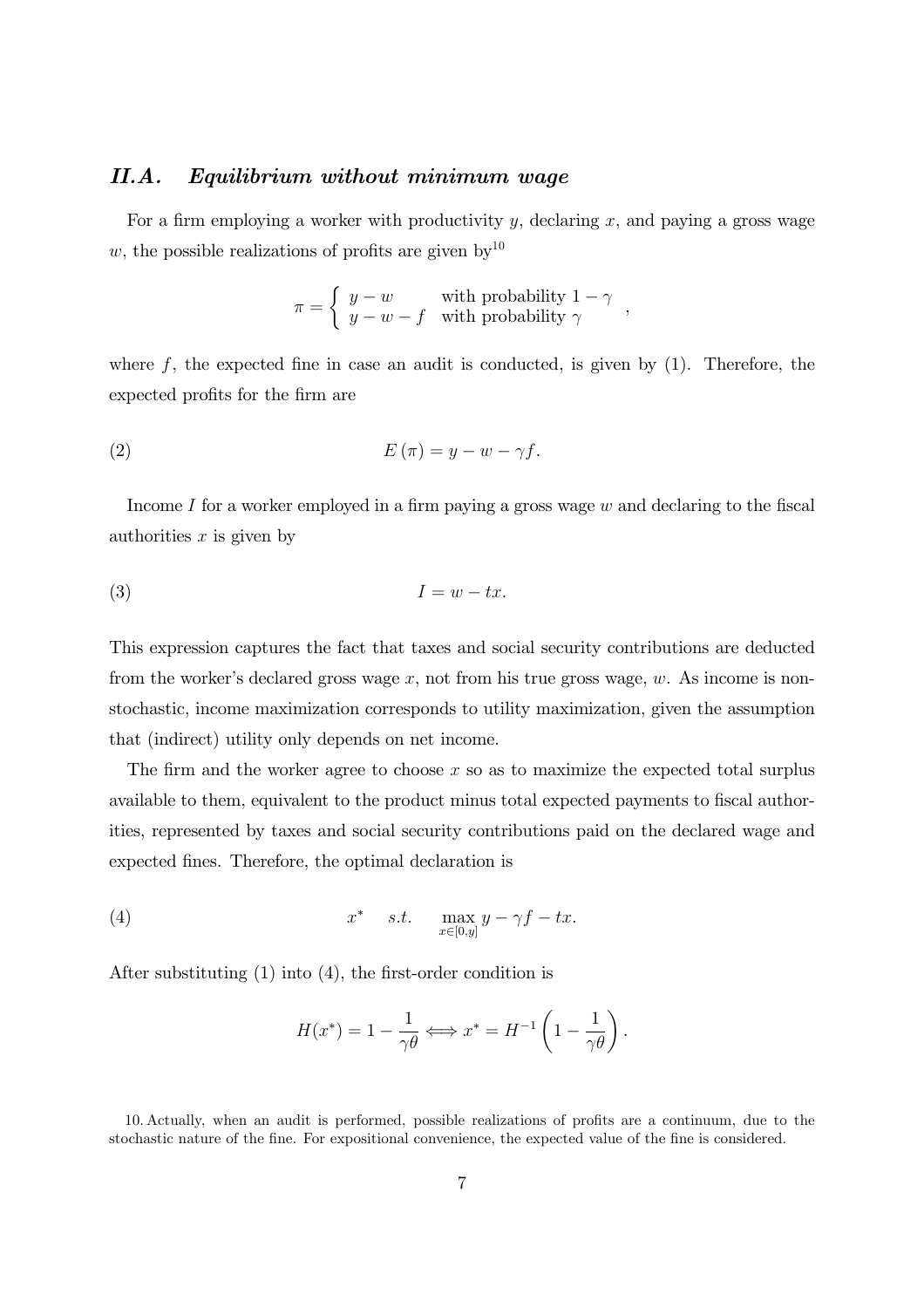### *II.A. Equilibrium without minimum wage*

For a firm employing a worker with productivity $y$, declaring $x$, and paying a gross wage $w$, the possible realizations of profits are given by[10]

$$\pi = \begin{cases} y - w & \text{with probability } 1-\gamma \\ y - w - f & \text{with probability } \gamma \end{cases},$$

where $f$, the expected fine in case an audit is conducted, is given by (1). Therefore, the expected profits for the firm are

$$E(\pi) = y - w - \gamma f. \tag{2}$$

Income $I$ for a worker employed in a firm paying a gross wage $w$ and declaring to the fiscal authorities $x$ is given by

$$I = w - tx. \tag{3}$$

This expression captures the fact that taxes and social security contributions are deducted from the worker's declared gross wage $x$, not from his true gross wage, $w$. As income is non-stochastic, income maximization corresponds to utility maximization, given the assumption that (indirect) utility only depends on net income.

The firm and the worker agree to choose $x$ so as to maximize the expected total surplus available to them, equivalent to the product minus total expected payments to fiscal authorities, represented by taxes and social security contributions paid on the declared wage and expected fines. Therefore, the optimal declaration is

$$x^* \quad s.t. \quad \max_{x \in [0,y]} y - \gamma f - tx. \tag{4}$$

After substituting (1) into (4), the first-order condition is

$$H(x^*) = 1 - \frac{1}{\gamma\theta} \Longleftrightarrow x^* = H^{-1}\left(1 - \frac{1}{\gamma\theta}\right).$$

10. Actually, when an audit is performed, possible realizations of profits are a continuum, due to the stochastic nature of the fine. For expositional convenience, the expected value of the fine is considered.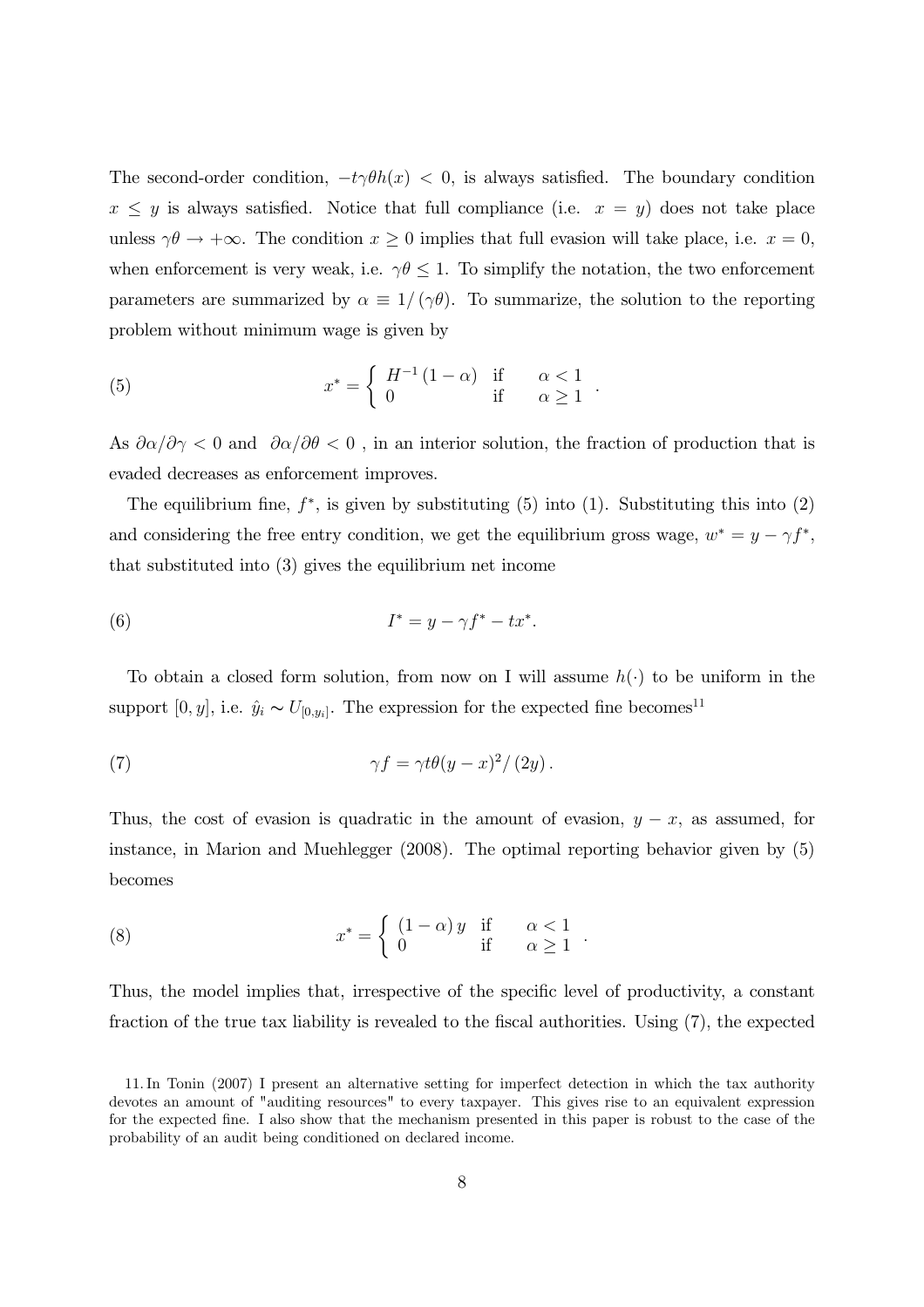The second-order condition, $-t\gamma\theta h(x) < 0$, is always satisfied. The boundary condition $x \leq y$ is always satisfied. Notice that full compliance (i.e. $x = y$) does not take place unless $\gamma\theta \rightarrow +\infty$. The condition $x \geq 0$ implies that full evasion will take place, i.e. $x = 0$, when enforcement is very weak, i.e. $\gamma\theta \leq 1$. To simplify the notation, the two enforcement parameters are summarized by $\alpha \equiv 1/(\gamma\theta)$. To summarize, the solution to the reporting problem without minimum wage is given by

$$x^* = \begin{cases} H^{-1}(1-\alpha) & \text{if} \quad \alpha < 1 \\ 0 & \text{if} \quad \alpha \geq 1 \end{cases} . \tag{5}$$

As $\partial\alpha/\partial\gamma < 0$ and $\partial\alpha/\partial\theta < 0$ , in an interior solution, the fraction of production that is evaded decreases as enforcement improves.

The equilibrium fine, $f^*$, is given by substituting (5) into (1). Substituting this into (2) and considering the free entry condition, we get the equilibrium gross wage, $w^* = y - \gamma f^*$, that substituted into (3) gives the equilibrium net income

$$I^* = y - \gamma f^* - tx^*. \tag{6}$$

To obtain a closed form solution, from now on I will assume $h(\cdot)$ to be uniform in the support $[0, y]$, i.e. $\hat{y}_i \sim U_{[0,y_i]}$. The expression for the expected fine becomes[11]

$$\gamma f = \gamma t\theta(y - x)^2/(2y). \tag{7}$$

Thus, the cost of evasion is quadratic in the amount of evasion, $y - x$, as assumed, for instance, in Marion and Muehlegger (2008). The optimal reporting behavior given by (5) becomes

$$x^* = \begin{cases} (1-\alpha)\,y & \text{if} \quad \alpha < 1 \\ 0 & \text{if} \quad \alpha \geq 1 \end{cases} . \tag{8}$$

Thus, the model implies that, irrespective of the specific level of productivity, a constant fraction of the true tax liability is revealed to the fiscal authorities. Using (7), the expected

11. In Tonin (2007) I present an alternative setting for imperfect detection in which the tax authority devotes an amount of "auditing resources" to every taxpayer. This gives rise to an equivalent expression for the expected fine. I also show that the mechanism presented in this paper is robust to the case of the probability of an audit being conditioned on declared income.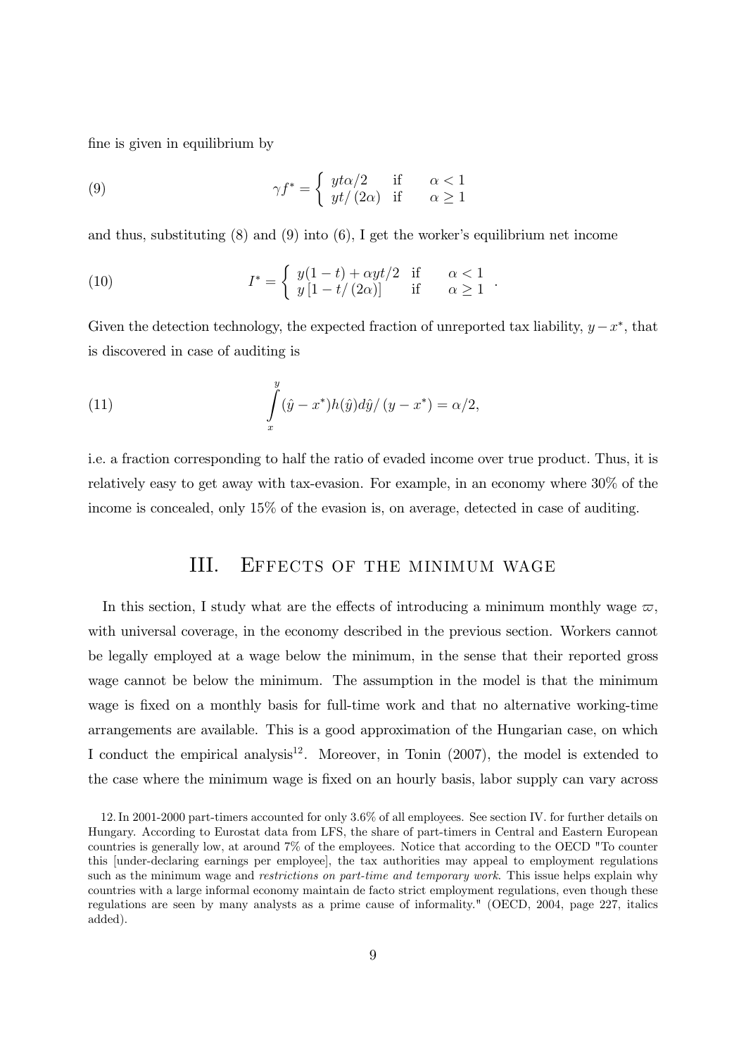fine is given in equilibrium by

$$\gamma f^* = \begin{cases} yt\alpha/2 & \text{if} \quad \alpha < 1 \\ yt/(2\alpha) & \text{if} \quad \alpha \geq 1 \end{cases} \tag{9}$$

and thus, substituting (8) and (9) into (6), I get the worker's equilibrium net income

$$I^* = \begin{cases} y(1-t) + \alpha yt/2 & \text{if} \quad \alpha < 1 \\ y\left[1 - t/(2\alpha)\right] & \text{if} \quad \alpha \geq 1 \end{cases}. \tag{10}$$

Given the detection technology, the expected fraction of unreported tax liability, $y - x^*$, that is discovered in case of auditing is

$$\int_x^y (\hat{y} - x^*) h(\hat{y}) d\hat{y} / (y - x^*) = \alpha/2, \tag{11}$$

i.e. a fraction corresponding to half the ratio of evaded income over true product. Thus, it is relatively easy to get away with tax-evasion. For example, in an economy where 30% of the income is concealed, only 15% of the evasion is, on average, detected in case of auditing.

## III. Effects of the minimum wage

In this section, I study what are the effects of introducing a minimum monthly wage $\varpi$, with universal coverage, in the economy described in the previous section. Workers cannot be legally employed at a wage below the minimum, in the sense that their reported gross wage cannot be below the minimum. The assumption in the model is that the minimum wage is fixed on a monthly basis for full-time work and that no alternative working-time arrangements are available. This is a good approximation of the Hungarian case, on which I conduct the empirical analysis[12]. Moreover, in Tonin (2007), the model is extended to the case where the minimum wage is fixed on an hourly basis, labor supply can vary across

12. In 2001-2000 part-timers accounted for only 3.6% of all employees. See section IV. for further details on Hungary. According to Eurostat data from LFS, the share of part-timers in Central and Eastern European countries is generally low, at around 7% of the employees. Notice that according to the OECD "To counter this [under-declaring earnings per employee], the tax authorities may appeal to employment regulations such as the minimum wage and *restrictions on part-time and temporary work*. This issue helps explain why countries with a large informal economy maintain de facto strict employment regulations, even though these regulations are seen by many analysts as a prime cause of informality." (OECD, 2004, page 227, italics added).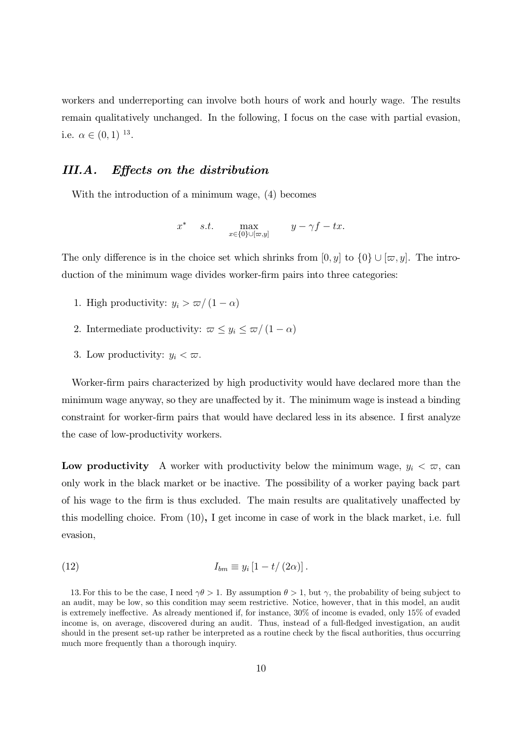workers and underreporting can involve both hours of work and hourly wage. The results remain qualitatively unchanged. In the following, I focus on the case with partial evasion, i.e. $\alpha \in (0,1)$ [13].

### *III.A. Effects on the distribution*

With the introduction of a minimum wage, (4) becomes

$$x^* \quad s.t. \quad \max_{x \in \{0\} \cup [\varpi, y]} \quad y - \gamma f - tx.$$

The only difference is in the choice set which shrinks from $[0, y]$ to $\{0\} \cup [\varpi, y]$. The introduction of the minimum wage divides worker-firm pairs into three categories:

1. High productivity: $y_i > \varpi / (1-\alpha)$
2. Intermediate productivity: $\varpi \leq y_i \leq \varpi / (1-\alpha)$
3. Low productivity: $y_i < \varpi$.

Worker-firm pairs characterized by high productivity would have declared more than the minimum wage anyway, so they are unaffected by it. The minimum wage is instead a binding constraint for worker-firm pairs that would have declared less in its absence. I first analyze the case of low-productivity workers.

**Low productivity** A worker with productivity below the minimum wage, $y_i < \varpi$, can only work in the black market or be inactive. The possibility of a worker paying back part of his wage to the firm is thus excluded. The main results are qualitatively unaffected by this modelling choice. From (10), I get income in case of work in the black market, i.e. full evasion,

$$I_{bm} \equiv y_i \left[1 - t/(2\alpha)\right]. \tag{12}$$

13. For this to be the case, I need $\gamma\theta > 1$. By assumption $\theta > 1$, but $\gamma$, the probability of being subject to an audit, may be low, so this condition may seem restrictive. Notice, however, that in this model, an audit is extremely ineffective. As already mentioned if, for instance, 30% of income is evaded, only 15% of evaded income is, on average, discovered during an audit. Thus, instead of a full-fledged investigation, an audit should in the present set-up rather be interpreted as a routine check by the fiscal authorities, thus occurring much more frequently than a thorough inquiry.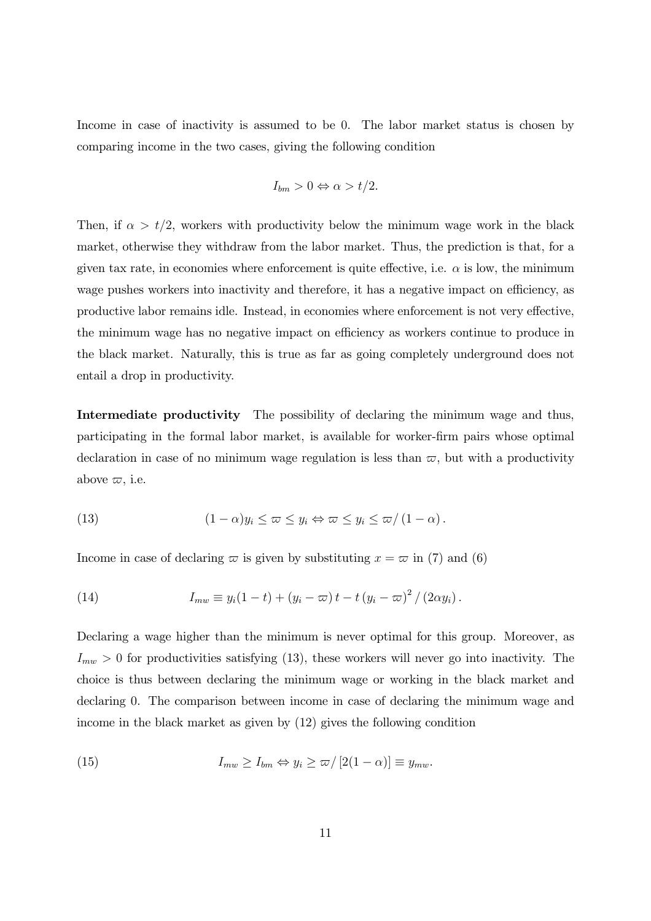Income in case of inactivity is assumed to be 0. The labor market status is chosen by comparing income in the two cases, giving the following condition

$$I_{bm} > 0 \Leftrightarrow \alpha > t/2.$$

Then, if $\alpha > t/2$, workers with productivity below the minimum wage work in the black market, otherwise they withdraw from the labor market. Thus, the prediction is that, for a given tax rate, in economies where enforcement is quite effective, i.e. $\alpha$ is low, the minimum wage pushes workers into inactivity and therefore, it has a negative impact on efficiency, as productive labor remains idle. Instead, in economies where enforcement is not very effective, the minimum wage has no negative impact on efficiency as workers continue to produce in the black market. Naturally, this is true as far as going completely underground does not entail a drop in productivity.

**Intermediate productivity** The possibility of declaring the minimum wage and thus, participating in the formal labor market, is available for worker-firm pairs whose optimal declaration in case of no minimum wage regulation is less than $\varpi$, but with a productivity above $\varpi$, i.e.

$$(1-\alpha)y_i \leq \varpi \leq y_i \Leftrightarrow \varpi \leq y_i \leq \varpi/(1-\alpha). \tag{13}$$

Income in case of declaring $\varpi$ is given by substituting $x = \varpi$ in (7) and (6)

$$I_{mw} \equiv y_i(1-t) + (y_i - \varpi)t - t(y_i - \varpi)^2/(2\alpha y_i). \tag{14}$$

Declaring a wage higher than the minimum is never optimal for this group. Moreover, as $I_{mw} > 0$ for productivities satisfying (13), these workers will never go into inactivity. The choice is thus between declaring the minimum wage or working in the black market and declaring 0. The comparison between income in case of declaring the minimum wage and income in the black market as given by (12) gives the following condition

$$I_{mw} \geq I_{bm} \Leftrightarrow y_i \geq \varpi/[2(1-\alpha)] \equiv y_{mw}. \tag{15}$$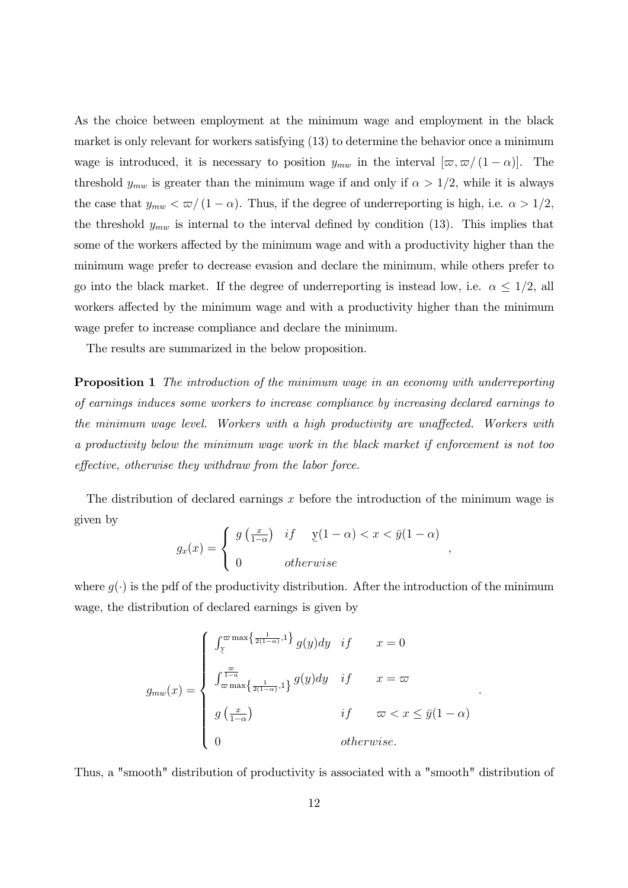As the choice between employment at the minimum wage and employment in the black market is only relevant for workers satisfying (13) to determine the behavior once a minimum wage is introduced, it is necessary to position $y_{mw}$ in the interval $[\varpi, \varpi/(1-\alpha)]$. The threshold $y_{mw}$ is greater than the minimum wage if and only if $\alpha > 1/2$, while it is always the case that $y_{mw} < \varpi/(1-\alpha)$. Thus, if the degree of underreporting is high, i.e. $\alpha > 1/2$, the threshold $y_{mw}$ is internal to the interval defined by condition (13). This implies that some of the workers affected by the minimum wage and with a productivity higher than the minimum wage prefer to decrease evasion and declare the minimum, while others prefer to go into the black market. If the degree of underreporting is instead low, i.e. $\alpha \leq 1/2$, all workers affected by the minimum wage and with a productivity higher than the minimum wage prefer to increase compliance and declare the minimum.

The results are summarized in the below proposition.

**Proposition 1** *The introduction of the minimum wage in an economy with underreporting of earnings induces some workers to increase compliance by increasing declared earnings to the minimum wage level. Workers with a high productivity are unaffected. Workers with a productivity below the minimum wage work in the black market if enforcement is not too effective, otherwise they withdraw from the labor force.*

The distribution of declared earnings $x$ before the introduction of the minimum wage is given by

$$g_x(x) = \begin{cases} g\left(\frac{x}{1-\alpha}\right) & if \quad \underline{y}(1-\alpha) < x < \bar{y}(1-\alpha) \\ 0 & otherwise \end{cases},$$

where $g(\cdot)$ is the pdf of the productivity distribution. After the introduction of the minimum wage, the distribution of declared earnings is given by

$$g_{mw}(x) = \begin{cases} \int_{\underline{y}}^{\varpi \max\left\{\frac{1}{2(1-\alpha)},1\right\}} g(y)dy & if \quad x = 0 \\ \int_{\varpi \max\left\{\frac{1}{2(1-\alpha)},1\right\}}^{\frac{\varpi}{1-a}} g(y)dy & if \quad x = \varpi \\ g\left(\frac{x}{1-\alpha}\right) & if \quad \varpi < x \leq \bar{y}(1-\alpha) \\ 0 & otherwise. \end{cases}.$$

Thus, a "smooth" distribution of productivity is associated with a "smooth" distribution of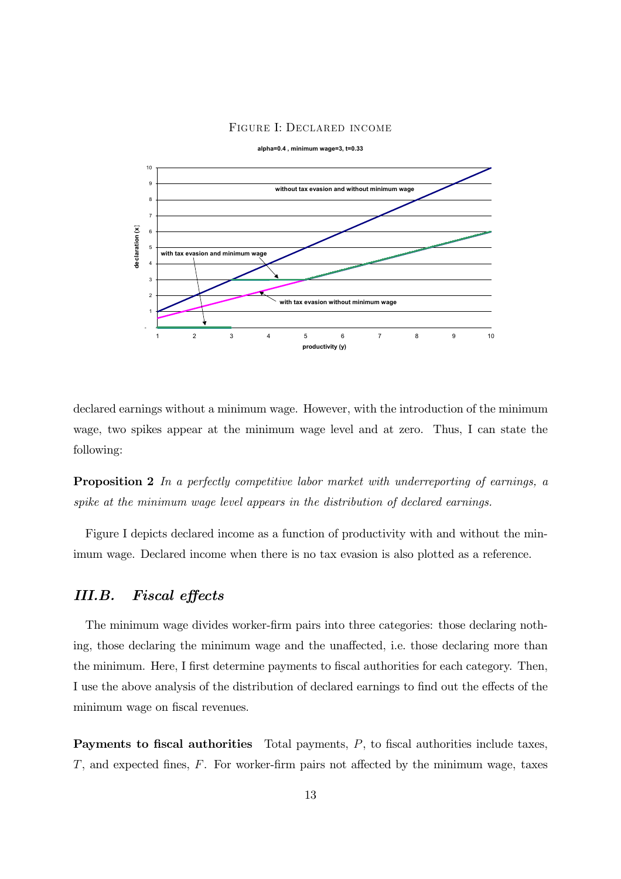FIGURE I: DECLARED INCOME

declared earnings without a minimum wage. However, with the introduction of the minimum wage, two spikes appear at the minimum wage level and at zero. Thus, I can state the following:

**Proposition 2** *In a perfectly competitive labor market with underreporting of earnings, a spike at the minimum wage level appears in the distribution of declared earnings.*

Figure I depicts declared income as a function of productivity with and without the minimum wage. Declared income when there is no tax evasion is also plotted as a reference.

## *III.B. Fiscal effects*

The minimum wage divides worker-firm pairs into three categories: those declaring nothing, those declaring the minimum wage and the unaffected, i.e. those declaring more than the minimum. Here, I first determine payments to fiscal authorities for each category. Then, I use the above analysis of the distribution of declared earnings to find out the effects of the minimum wage on fiscal revenues.

**Payments to fiscal authorities** Total payments, $P$, to fiscal authorities include taxes, $T$, and expected fines, $F$. For worker-firm pairs not affected by the minimum wage, taxes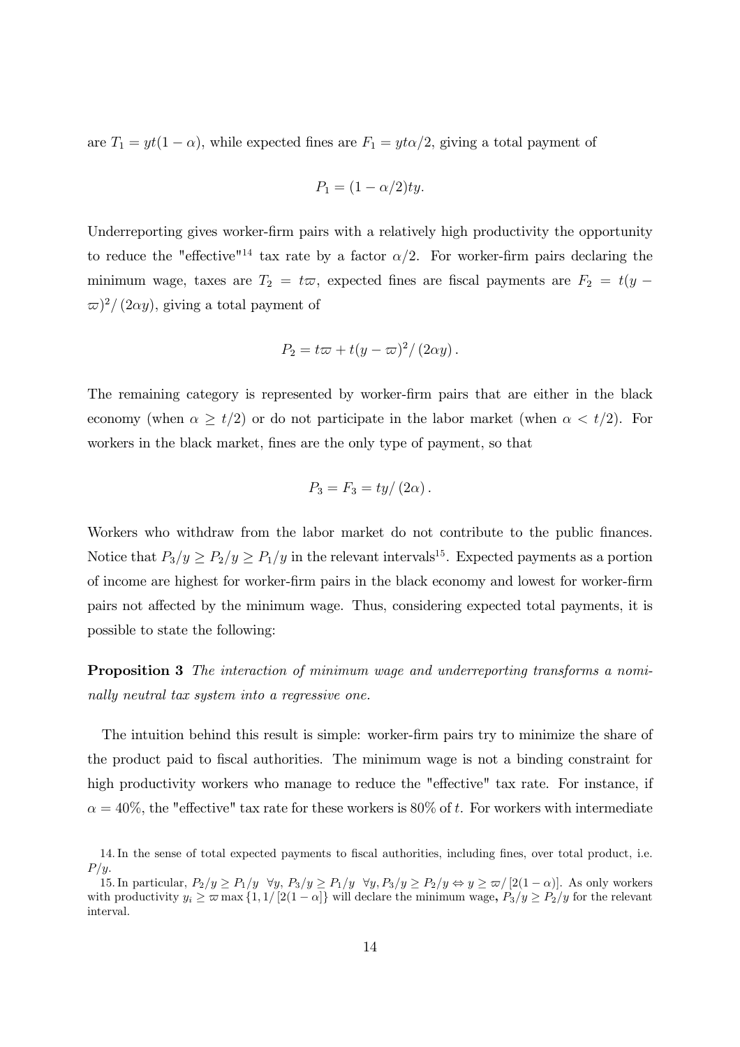are $T_1 = yt(1-\alpha)$, while expected fines are $F_1 = yt\alpha/2$, giving a total payment of

$$P_1 = (1-\alpha/2)ty.$$

Underreporting gives worker-firm pairs with a relatively high productivity the opportunity to reduce the "effective"[14] tax rate by a factor $\alpha/2$. For worker-firm pairs declaring the minimum wage, taxes are $T_2 = t\varpi$, expected fines are fiscal payments are $F_2 = t(y-\varpi)^2/(2\alpha y)$, giving a total payment of

$$P_2 = t\varpi + t(y-\varpi)^2/(2\alpha y).$$

The remaining category is represented by worker-firm pairs that are either in the black economy (when $\alpha \geq t/2$) or do not participate in the labor market (when $\alpha < t/2$). For workers in the black market, fines are the only type of payment, so that

$$P_3 = F_3 = ty/(2\alpha).$$

Workers who withdraw from the labor market do not contribute to the public finances. Notice that $P_3/y \geq P_2/y \geq P_1/y$ in the relevant intervals[15]. Expected payments as a portion of income are highest for worker-firm pairs in the black economy and lowest for worker-firm pairs not affected by the minimum wage. Thus, considering expected total payments, it is possible to state the following:

**Proposition 3** *The interaction of minimum wage and underreporting transforms a nominally neutral tax system into a regressive one.*

The intuition behind this result is simple: worker-firm pairs try to minimize the share of the product paid to fiscal authorities. The minimum wage is not a binding constraint for high productivity workers who manage to reduce the "effective" tax rate. For instance, if $\alpha = 40\%$, the "effective" tax rate for these workers is 80% of $t$. For workers with intermediate

14. In the sense of total expected payments to fiscal authorities, including fines, over total product, i.e. $P/y$.

15. In particular, $P_2/y \geq P_1/y \;\; \forall y$, $P_3/y \geq P_1/y \;\; \forall y, P_3/y \geq P_2/y \Leftrightarrow y \geq \varpi/[2(1-\alpha)]$. As only workers with productivity $y_i \geq \varpi \max\{1, 1/[2(1-\alpha]\}$ will declare the minimum wage, $P_3/y \geq P_2/y$ for the relevant interval.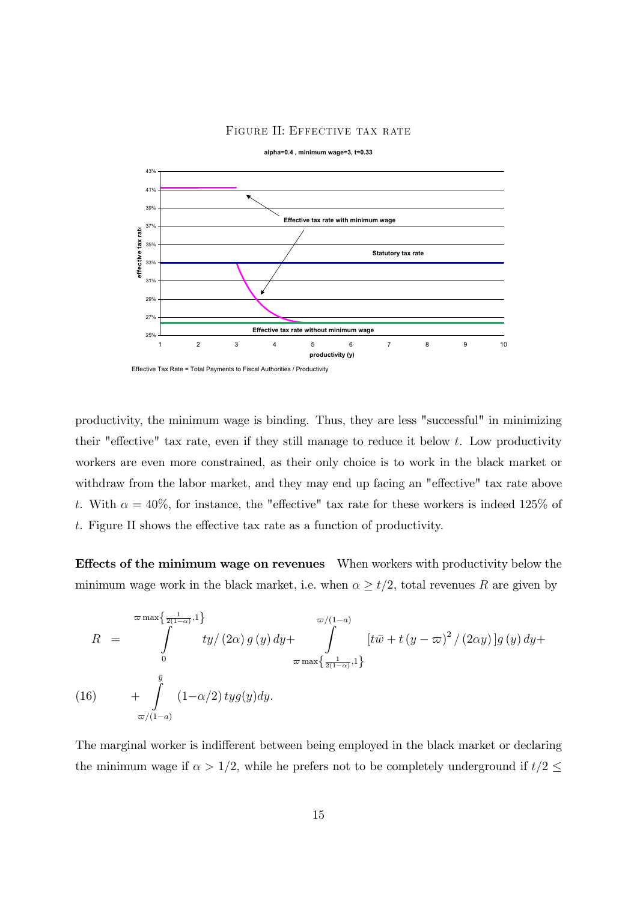FIGURE II: EFFECTIVE TAX RATE

alpha=0.4 , minimum wage=3, t=0.33

Effective Tax Rate = Total Payments to Fiscal Authorities / Productivity

productivity, the minimum wage is binding. Thus, they are less "successful" in minimizing their "effective" tax rate, even if they still manage to reduce it below $t$. Low productivity workers are even more constrained, as their only choice is to work in the black market or withdraw from the labor market, and they may end up facing an "effective" tax rate above $t$. With $\alpha = 40\%$, for instance, the "effective" tax rate for these workers is indeed 125% of $t$. Figure II shows the effective tax rate as a function of productivity.

**Effects of the minimum wage on revenues** When workers with productivity below the minimum wage work in the black market, i.e. when $\alpha \geq t/2$, total revenues $R$ are given by

$$
\begin{aligned}
R &= \int_{0}^{\varpi \max\left\{\frac{1}{2(1-\alpha)},1\right\}} ty/(2\alpha)\, g(y)\, dy + \int_{\varpi \max\left\{\frac{1}{2(1-\alpha)},1\right\}}^{\varpi/(1-a)} \left[t\bar{w} + t\left(y-\varpi\right)^2/(2\alpha y)\right] g(y)\, dy + \\
&+ \int_{\varpi/(1-a)}^{\bar{y}} (1-\alpha/2)\, tyg(y) dy. \qquad (16)
\end{aligned}
$$

The marginal worker is indifferent between being employed in the black market or declaring the minimum wage if $\alpha > 1/2$, while he prefers not to be completely underground if $t/2 \leq$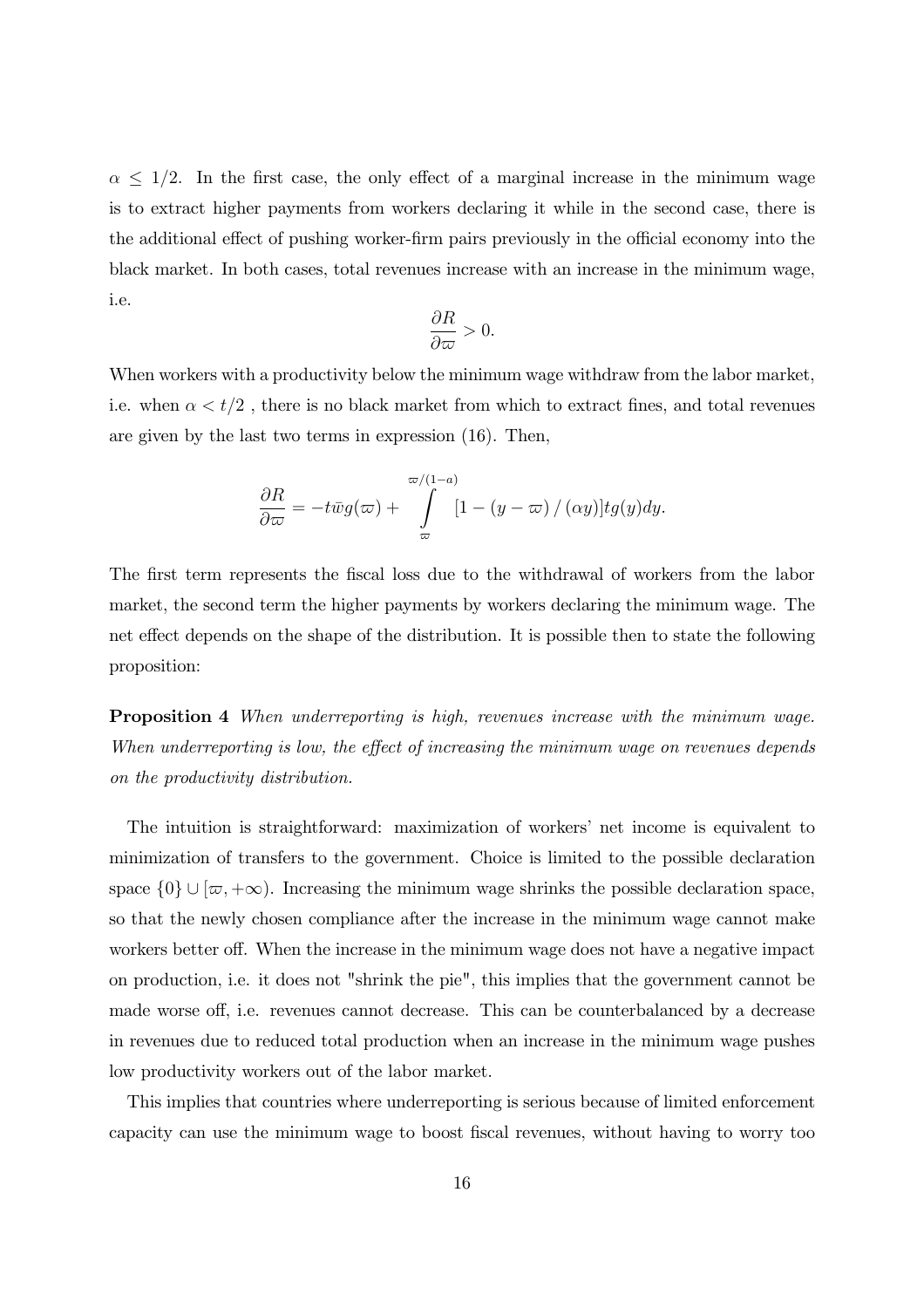$\alpha \leq 1/2$. In the first case, the only effect of a marginal increase in the minimum wage is to extract higher payments from workers declaring it while in the second case, there is the additional effect of pushing worker-firm pairs previously in the official economy into the black market. In both cases, total revenues increase with an increase in the minimum wage, i.e.

$$\frac{\partial R}{\partial \varpi} > 0.$$

When workers with a productivity below the minimum wage withdraw from the labor market, i.e. when $\alpha < t/2$ , there is no black market from which to extract fines, and total revenues are given by the last two terms in expression (16). Then,

$$\frac{\partial R}{\partial \varpi} = -t\bar{w}g(\varpi) + \int_{\varpi}^{\varpi/(1-a)} [1 - (y - \varpi)/(\alpha y)]tg(y)dy.$$

The first term represents the fiscal loss due to the withdrawal of workers from the labor market, the second term the higher payments by workers declaring the minimum wage. The net effect depends on the shape of the distribution. It is possible then to state the following proposition:

**Proposition 4** *When underreporting is high, revenues increase with the minimum wage. When underreporting is low, the effect of increasing the minimum wage on revenues depends on the productivity distribution.*

The intuition is straightforward: maximization of workers' net income is equivalent to minimization of transfers to the government. Choice is limited to the possible declaration space $\{0\} \cup [\varpi, +\infty)$. Increasing the minimum wage shrinks the possible declaration space, so that the newly chosen compliance after the increase in the minimum wage cannot make workers better off. When the increase in the minimum wage does not have a negative impact on production, i.e. it does not "shrink the pie", this implies that the government cannot be made worse off, i.e. revenues cannot decrease. This can be counterbalanced by a decrease in revenues due to reduced total production when an increase in the minimum wage pushes low productivity workers out of the labor market.

This implies that countries where underreporting is serious because of limited enforcement capacity can use the minimum wage to boost fiscal revenues, without having to worry too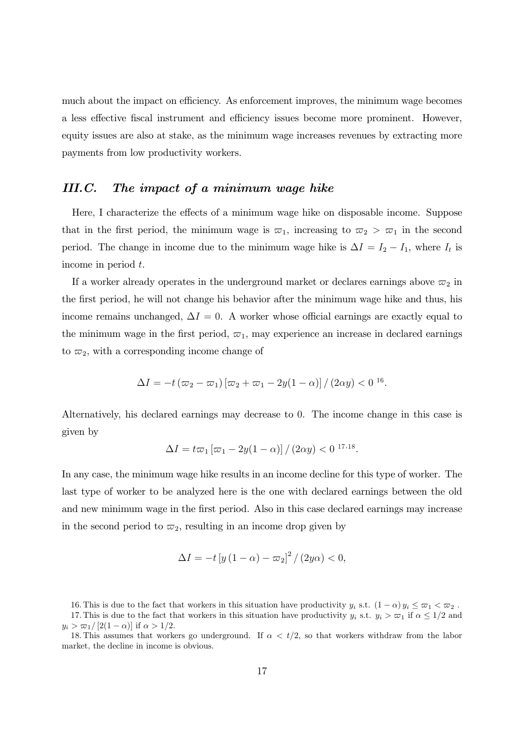much about the impact on efficiency. As enforcement improves, the minimum wage becomes a less effective fiscal instrument and efficiency issues become more prominent. However, equity issues are also at stake, as the minimum wage increases revenues by extracting more payments from low productivity workers.

### *III.C. The impact of a minimum wage hike*

Here, I characterize the effects of a minimum wage hike on disposable income. Suppose that in the first period, the minimum wage is $\varpi_1$, increasing to $\varpi_2 > \varpi_1$ in the second period. The change in income due to the minimum wage hike is $\Delta I = I_2 - I_1$, where $I_t$ is income in period $t$.

If a worker already operates in the underground market or declares earnings above $\varpi_2$ in the first period, he will not change his behavior after the minimum wage hike and thus, his income remains unchanged, $\Delta I = 0$. A worker whose official earnings are exactly equal to the minimum wage in the first period, $\varpi_1$, may experience an increase in declared earnings to $\varpi_2$, with a corresponding income change of

$$\Delta I = -t\left(\varpi_2 - \varpi_1\right)\left[\varpi_2 + \varpi_1 - 2y(1-\alpha)\right] / \left(2\alpha y\right) < 0 \text{ [16]}.$$

Alternatively, his declared earnings may decrease to 0. The income change in this case is given by

$$\Delta I = t\varpi_1\left[\varpi_1 - 2y(1-\alpha)\right] / \left(2\alpha y\right) < 0 \text{ [17,18]}.$$

In any case, the minimum wage hike results in an income decline for this type of worker. The last type of worker to be analyzed here is the one with declared earnings between the old and new minimum wage in the first period. Also in this case declared earnings may increase in the second period to $\varpi_2$, resulting in an income drop given by

$$\Delta I = -t\left[y\left(1-\alpha\right) - \varpi_2\right]^2 / \left(2y\alpha\right) < 0,$$

16. This is due to the fact that workers in this situation have productivity $y_i$ s.t. $(1-\alpha)\,y_i \leq \varpi_1 < \varpi_2$ .

17. This is due to the fact that workers in this situation have productivity $y_i$ s.t. $y_i > \varpi_1$ if $\alpha \leq 1/2$ and $y_i > \varpi_1 / \left[2(1-\alpha)\right]$ if $\alpha > 1/2$.

18. This assumes that workers go underground. If $\alpha < t/2$, so that workers withdraw from the labor market, the decline in income is obvious.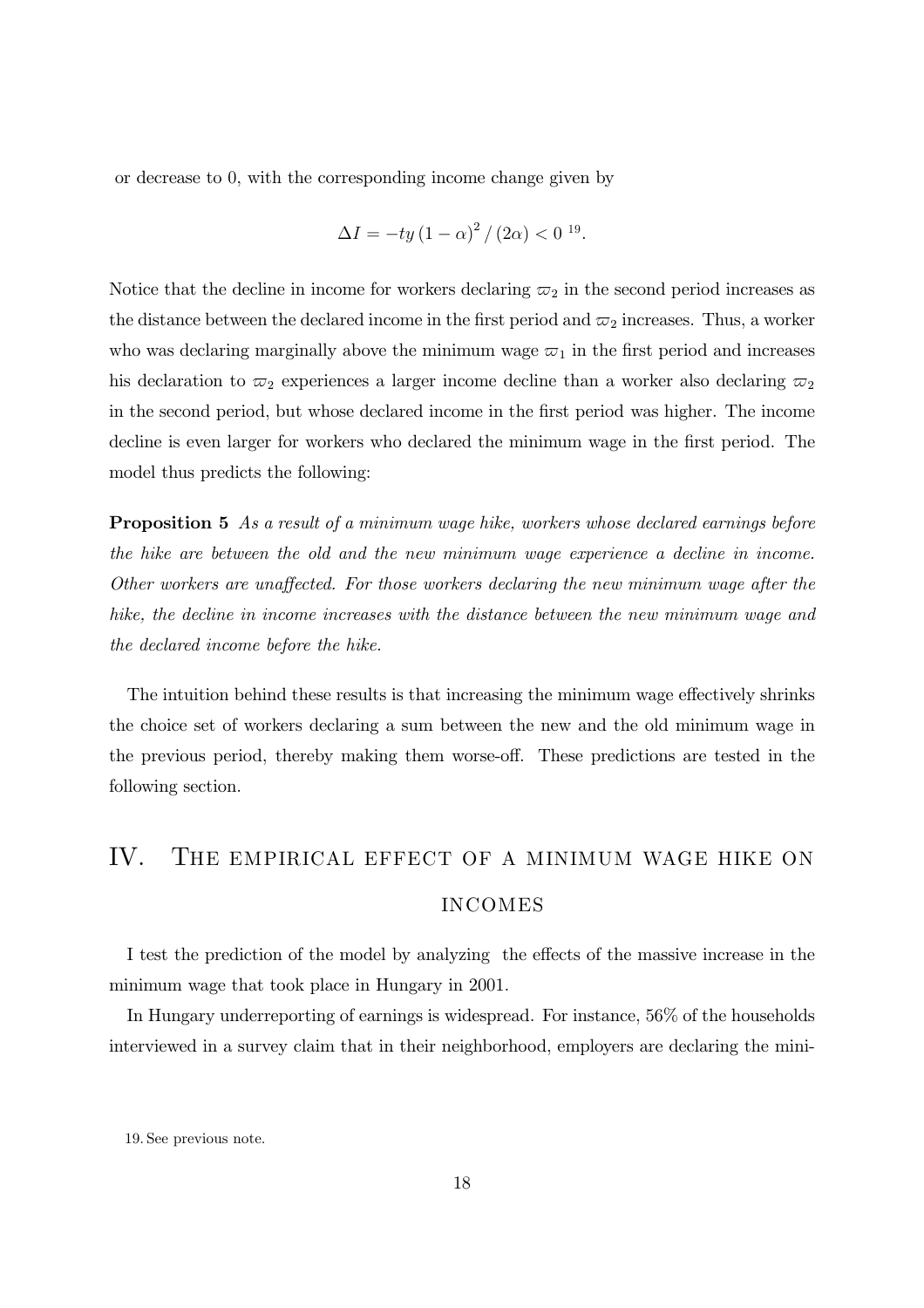or decrease to 0, with the corresponding income change given by

$$\Delta I = -ty\left(1-\alpha\right)^2/\left(2\alpha\right) < 0 \text{ [19]}.$$

Notice that the decline in income for workers declaring $\varpi_2$ in the second period increases as the distance between the declared income in the first period and $\varpi_2$ increases. Thus, a worker who was declaring marginally above the minimum wage $\varpi_1$ in the first period and increases his declaration to $\varpi_2$ experiences a larger income decline than a worker also declaring $\varpi_2$ in the second period, but whose declared income in the first period was higher. The income decline is even larger for workers who declared the minimum wage in the first period. The model thus predicts the following:

**Proposition 5** *As a result of a minimum wage hike, workers whose declared earnings before the hike are between the old and the new minimum wage experience a decline in income. Other workers are unaffected. For those workers declaring the new minimum wage after the hike, the decline in income increases with the distance between the new minimum wage and the declared income before the hike.*

The intuition behind these results is that increasing the minimum wage effectively shrinks the choice set of workers declaring a sum between the new and the old minimum wage in the previous period, thereby making them worse-off. These predictions are tested in the following section.

# IV. The empirical effect of a minimum wage hike on incomes

I test the prediction of the model by analyzing the effects of the massive increase in the minimum wage that took place in Hungary in 2001.

In Hungary underreporting of earnings is widespread. For instance, 56% of the households interviewed in a survey claim that in their neighborhood, employers are declaring the mini-

19. See previous note.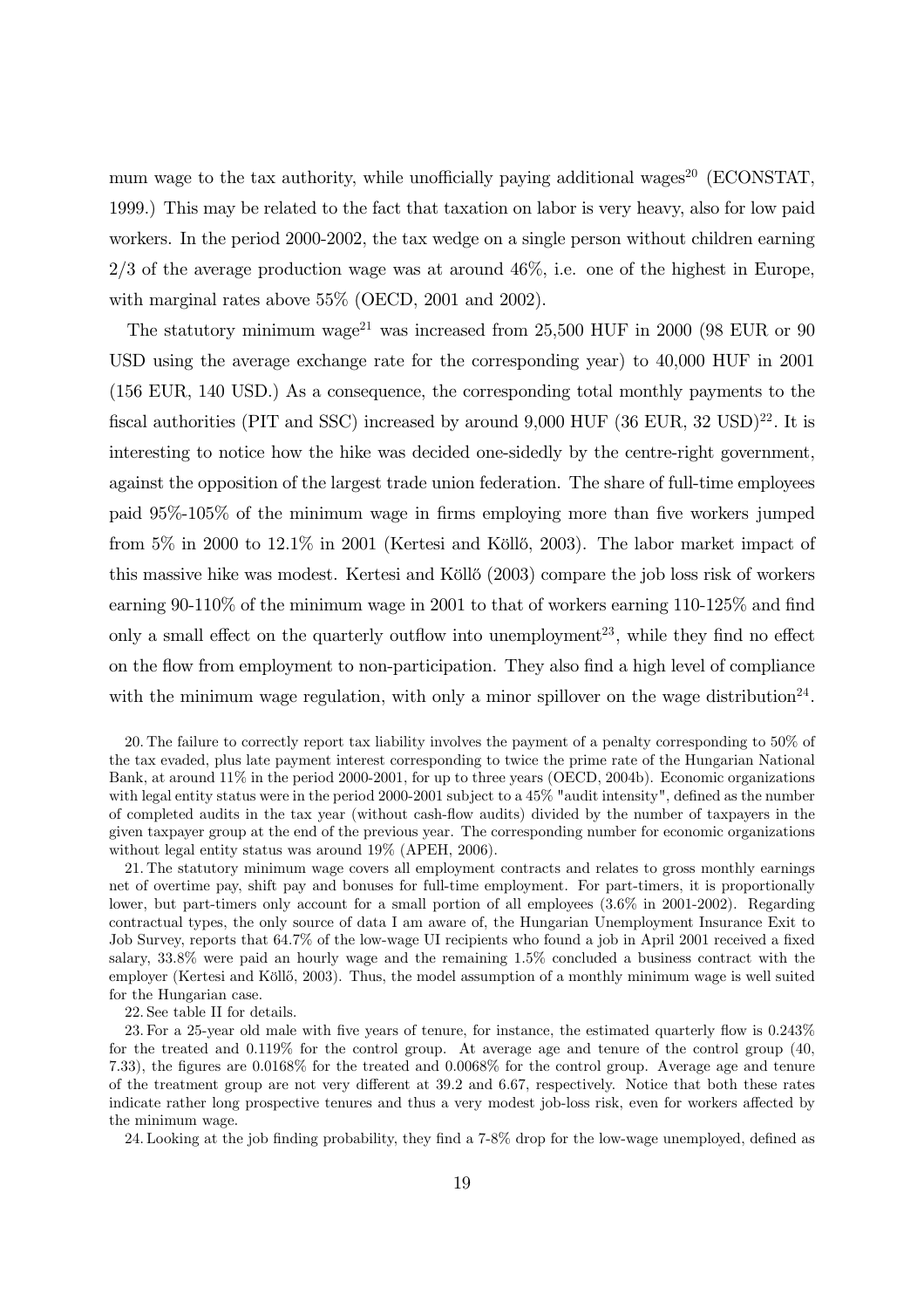mum wage to the tax authority, while unofficially paying additional wages[20] (ECONSTAT, 1999.) This may be related to the fact that taxation on labor is very heavy, also for low paid workers. In the period 2000-2002, the tax wedge on a single person without children earning 2/3 of the average production wage was at around 46%, i.e. one of the highest in Europe, with marginal rates above 55% (OECD, 2001 and 2002).

The statutory minimum wage[21] was increased from 25,500 HUF in 2000 (98 EUR or 90 USD using the average exchange rate for the corresponding year) to 40,000 HUF in 2001 (156 EUR, 140 USD.) As a consequence, the corresponding total monthly payments to the fiscal authorities (PIT and SSC) increased by around 9,000 HUF (36 EUR, 32 USD)[22]. It is interesting to notice how the hike was decided one-sidedly by the centre-right government, against the opposition of the largest trade union federation. The share of full-time employees paid 95%-105% of the minimum wage in firms employing more than five workers jumped from 5% in 2000 to 12.1% in 2001 (Kertesi and Köllő, 2003). The labor market impact of this massive hike was modest. Kertesi and Köllő (2003) compare the job loss risk of workers earning 90-110% of the minimum wage in 2001 to that of workers earning 110-125% and find only a small effect on the quarterly outflow into unemployment[23], while they find no effect on the flow from employment to non-participation. They also find a high level of compliance with the minimum wage regulation, with only a minor spillover on the wage distribution[24].

20. The failure to correctly report tax liability involves the payment of a penalty corresponding to 50% of the tax evaded, plus late payment interest corresponding to twice the prime rate of the Hungarian National Bank, at around 11% in the period 2000-2001, for up to three years (OECD, 2004b). Economic organizations with legal entity status were in the period 2000-2001 subject to a 45% "audit intensity", defined as the number of completed audits in the tax year (without cash-flow audits) divided by the number of taxpayers in the given taxpayer group at the end of the previous year. The corresponding number for economic organizations without legal entity status was around 19% (APEH, 2006).

21. The statutory minimum wage covers all employment contracts and relates to gross monthly earnings net of overtime pay, shift pay and bonuses for full-time employment. For part-timers, it is proportionally lower, but part-timers only account for a small portion of all employees (3.6% in 2001-2002). Regarding contractual types, the only source of data I am aware of, the Hungarian Unemployment Insurance Exit to Job Survey, reports that 64.7% of the low-wage UI recipients who found a job in April 2001 received a fixed salary, 33.8% were paid an hourly wage and the remaining 1.5% concluded a business contract with the employer (Kertesi and Köllő, 2003). Thus, the model assumption of a monthly minimum wage is well suited for the Hungarian case.

22. See table II for details.

23. For a 25-year old male with five years of tenure, for instance, the estimated quarterly flow is 0.243% for the treated and 0.119% for the control group. At average age and tenure of the control group (40, 7.33), the figures are 0.0168% for the treated and 0.0068% for the control group. Average age and tenure of the treatment group are not very different at 39.2 and 6.67, respectively. Notice that both these rates indicate rather long prospective tenures and thus a very modest job-loss risk, even for workers affected by the minimum wage.

24. Looking at the job finding probability, they find a 7-8% drop for the low-wage unemployed, defined as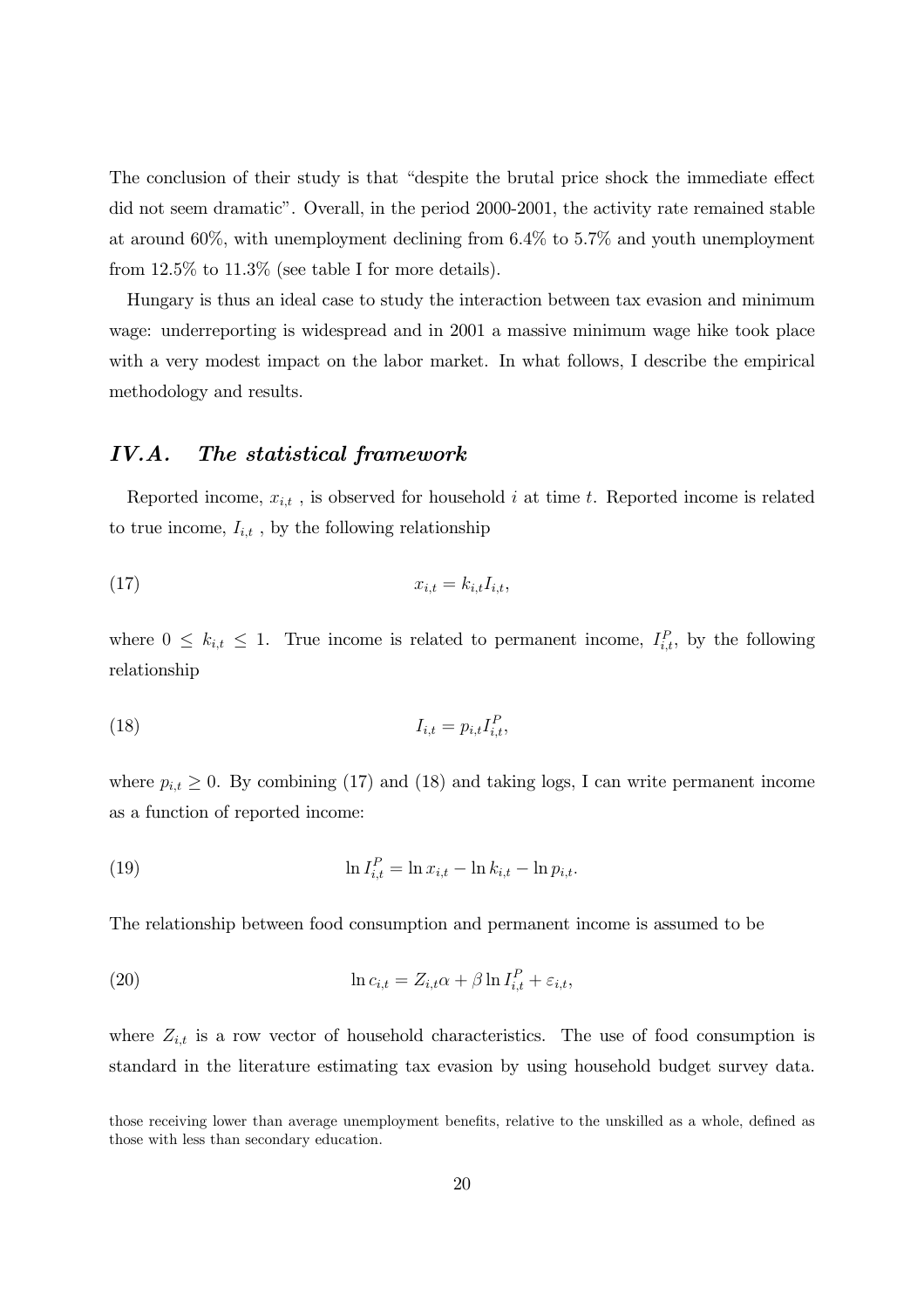The conclusion of their study is that "despite the brutal price shock the immediate effect did not seem dramatic". Overall, in the period 2000-2001, the activity rate remained stable at around 60%, with unemployment declining from 6.4% to 5.7% and youth unemployment from 12.5% to 11.3% (see table I for more details).

Hungary is thus an ideal case to study the interaction between tax evasion and minimum wage: underreporting is widespread and in 2001 a massive minimum wage hike took place with a very modest impact on the labor market. In what follows, I describe the empirical methodology and results.

## *IV.A. The statistical framework*

Reported income, $x_{i,t}$ , is observed for household $i$ at time $t$. Reported income is related to true income, $I_{i,t}$ , by the following relationship

$$x_{i,t} = k_{i,t} I_{i,t}, \tag{17}$$

where $0 \leq k_{i,t} \leq 1$. True income is related to permanent income, $I^P_{i,t}$, by the following relationship

$$I_{i,t} = p_{i,t} I^P_{i,t}, \tag{18}$$

where $p_{i,t} \geq 0$. By combining (17) and (18) and taking logs, I can write permanent income as a function of reported income:

$$\ln I^P_{i,t} = \ln x_{i,t} - \ln k_{i,t} - \ln p_{i,t}. \tag{19}$$

The relationship between food consumption and permanent income is assumed to be

$$\ln c_{i,t} = Z_{i,t}\alpha + \beta \ln I^P_{i,t} + \varepsilon_{i,t}, \tag{20}$$

where $Z_{i,t}$ is a row vector of household characteristics. The use of food consumption is standard in the literature estimating tax evasion by using household budget survey data.

those receiving lower than average unemployment benefits, relative to the unskilled as a whole, defined as those with less than secondary education.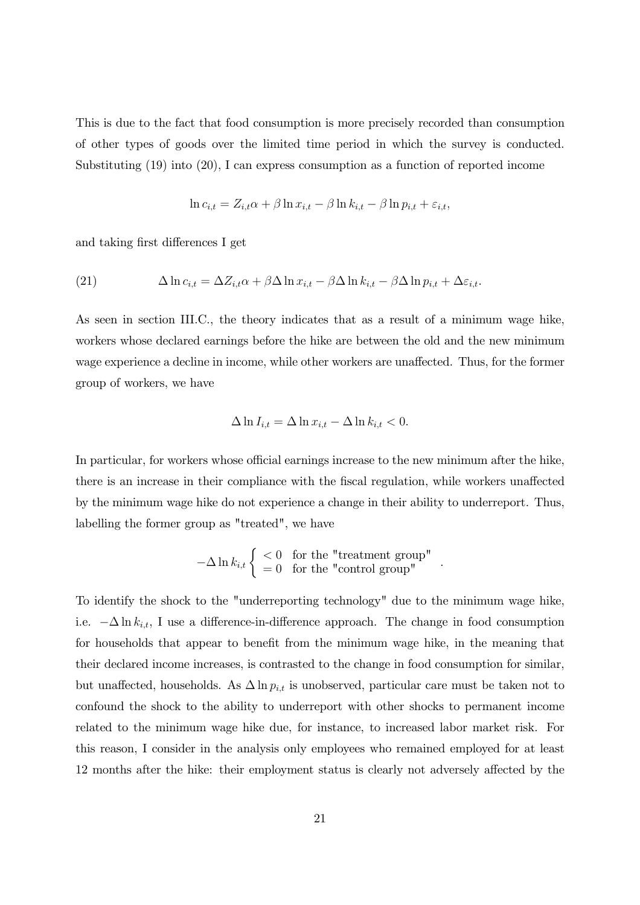This is due to the fact that food consumption is more precisely recorded than consumption of other types of goods over the limited time period in which the survey is conducted. Substituting (19) into (20), I can express consumption as a function of reported income

$$\ln c_{i,t} = Z_{i,t}\alpha + \beta \ln x_{i,t} - \beta \ln k_{i,t} - \beta \ln p_{i,t} + \varepsilon_{i,t},$$

and taking first differences I get

$$\Delta \ln c_{i,t} = \Delta Z_{i,t}\alpha + \beta \Delta \ln x_{i,t} - \beta \Delta \ln k_{i,t} - \beta \Delta \ln p_{i,t} + \Delta \varepsilon_{i,t}. \tag{21}$$

As seen in section III.C., the theory indicates that as a result of a minimum wage hike, workers whose declared earnings before the hike are between the old and the new minimum wage experience a decline in income, while other workers are unaffected. Thus, for the former group of workers, we have

$$\Delta \ln I_{i,t} = \Delta \ln x_{i,t} - \Delta \ln k_{i,t} < 0.$$

In particular, for workers whose official earnings increase to the new minimum after the hike, there is an increase in their compliance with the fiscal regulation, while workers unaffected by the minimum wage hike do not experience a change in their ability to underreport. Thus, labelling the former group as "treated", we have

$$-\Delta \ln k_{i,t} \begin{cases} < 0 & \text{for the "treatment group"} \\ = 0 & \text{for the "control group"} \end{cases}.$$

To identify the shock to the "underreporting technology" due to the minimum wage hike, i.e. $-\Delta \ln k_{i,t}$, I use a difference-in-difference approach. The change in food consumption for households that appear to benefit from the minimum wage hike, in the meaning that their declared income increases, is contrasted to the change in food consumption for similar, but unaffected, households. As $\Delta \ln p_{i,t}$ is unobserved, particular care must be taken not to confound the shock to the ability to underreport with other shocks to permanent income related to the minimum wage hike due, for instance, to increased labor market risk. For this reason, I consider in the analysis only employees who remained employed for at least 12 months after the hike: their employment status is clearly not adversely affected by the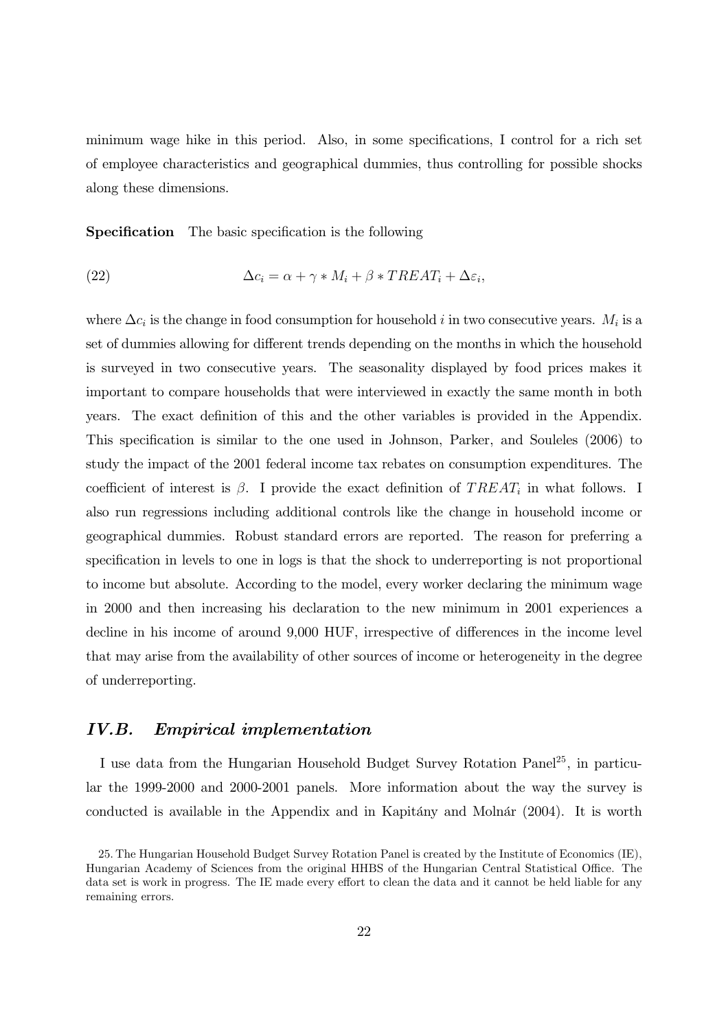minimum wage hike in this period. Also, in some specifications, I control for a rich set of employee characteristics and geographical dummies, thus controlling for possible shocks along these dimensions.

**Specification** The basic specification is the following

$$\Delta c_i = \alpha + \gamma * M_i + \beta * TREAT_i + \Delta \varepsilon_i, \tag{22}$$

where $\Delta c_i$ is the change in food consumption for household $i$ in two consecutive years. $M_i$ is a set of dummies allowing for different trends depending on the months in which the household is surveyed in two consecutive years. The seasonality displayed by food prices makes it important to compare households that were interviewed in exactly the same month in both years. The exact definition of this and the other variables is provided in the Appendix. This specification is similar to the one used in Johnson, Parker, and Souleles (2006) to study the impact of the 2001 federal income tax rebates on consumption expenditures. The coefficient of interest is $\beta$. I provide the exact definition of $TREAT_i$ in what follows. I also run regressions including additional controls like the change in household income or geographical dummies. Robust standard errors are reported. The reason for preferring a specification in levels to one in logs is that the shock to underreporting is not proportional to income but absolute. According to the model, every worker declaring the minimum wage in 2000 and then increasing his declaration to the new minimum in 2001 experiences a decline in his income of around 9,000 HUF, irrespective of differences in the income level that may arise from the availability of other sources of income or heterogeneity in the degree of underreporting.

## *IV.B. Empirical implementation*

I use data from the Hungarian Household Budget Survey Rotation Panel[25], in particular the 1999-2000 and 2000-2001 panels. More information about the way the survey is conducted is available in the Appendix and in Kapitány and Molnár (2004). It is worth

25. The Hungarian Household Budget Survey Rotation Panel is created by the Institute of Economics (IE), Hungarian Academy of Sciences from the original HHBS of the Hungarian Central Statistical Office. The data set is work in progress. The IE made every effort to clean the data and it cannot be held liable for any remaining errors.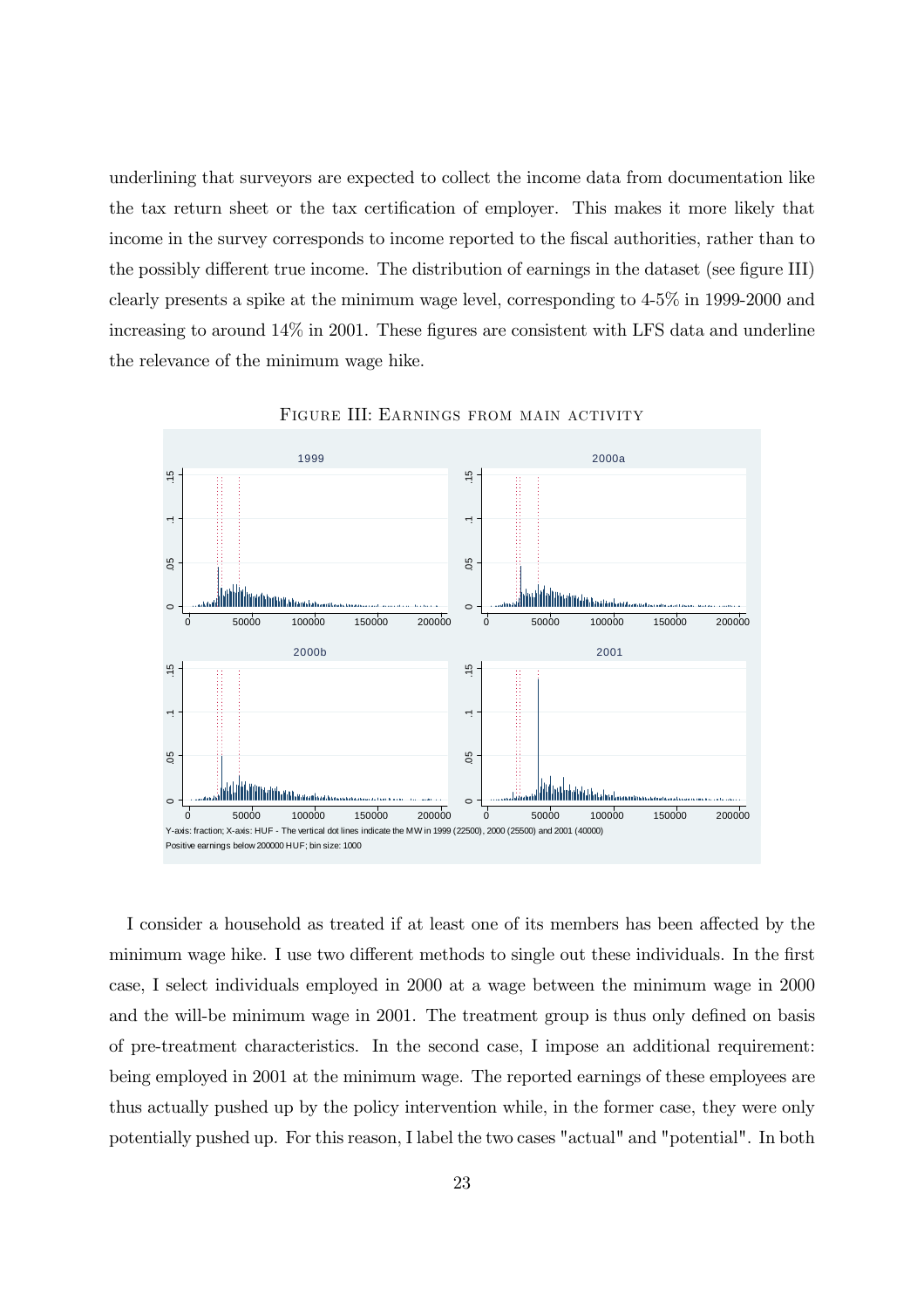underlining that surveyors are expected to collect the income data from documentation like the tax return sheet or the tax certification of employer. This makes it more likely that income in the survey corresponds to income reported to the fiscal authorities, rather than to the possibly different true income. The distribution of earnings in the dataset (see figure III) clearly presents a spike at the minimum wage level, corresponding to 4-5% in 1999-2000 and increasing to around 14% in 2001. These figures are consistent with LFS data and underline the relevance of the minimum wage hike.

FIGURE III: EARNINGS FROM MAIN ACTIVITY

Y-axis: fraction; X-axis: HUF - The vertical dot lines indicate the MW in 1999 (22500), 2000 (25500) and 2001 (40000)
Positive earnings below 200000 HUF; bin size: 1000

I consider a household as treated if at least one of its members has been affected by the minimum wage hike. I use two different methods to single out these individuals. In the first case, I select individuals employed in 2000 at a wage between the minimum wage in 2000 and the will-be minimum wage in 2001. The treatment group is thus only defined on basis of pre-treatment characteristics. In the second case, I impose an additional requirement: being employed in 2001 at the minimum wage. The reported earnings of these employees are thus actually pushed up by the policy intervention while, in the former case, they were only potentially pushed up. For this reason, I label the two cases "actual" and "potential". In both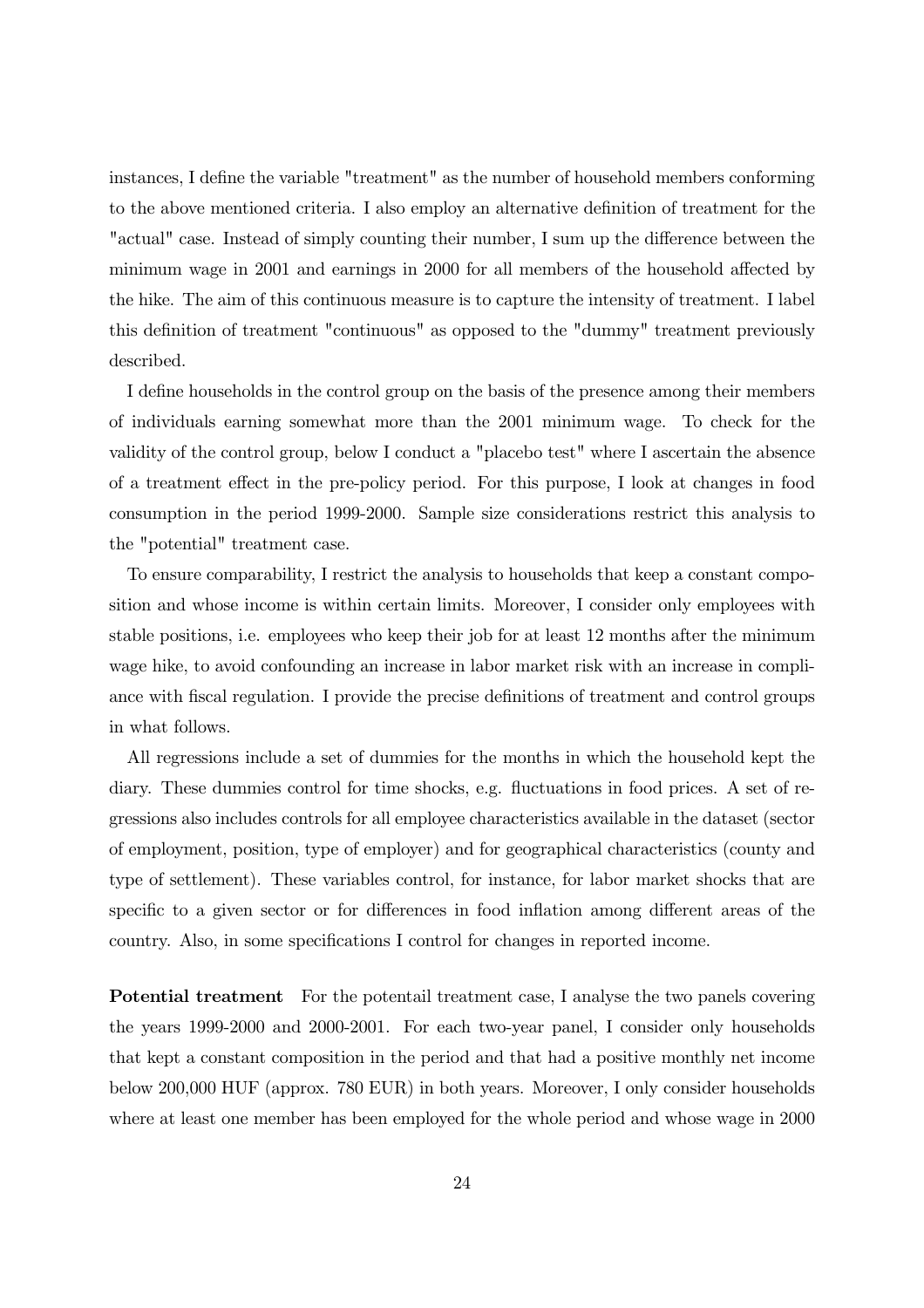instances, I define the variable "treatment" as the number of household members conforming to the above mentioned criteria. I also employ an alternative definition of treatment for the "actual" case. Instead of simply counting their number, I sum up the difference between the minimum wage in 2001 and earnings in 2000 for all members of the household affected by the hike. The aim of this continuous measure is to capture the intensity of treatment. I label this definition of treatment "continuous" as opposed to the "dummy" treatment previously described.

I define households in the control group on the basis of the presence among their members of individuals earning somewhat more than the 2001 minimum wage. To check for the validity of the control group, below I conduct a "placebo test" where I ascertain the absence of a treatment effect in the pre-policy period. For this purpose, I look at changes in food consumption in the period 1999-2000. Sample size considerations restrict this analysis to the "potential" treatment case.

To ensure comparability, I restrict the analysis to households that keep a constant composition and whose income is within certain limits. Moreover, I consider only employees with stable positions, i.e. employees who keep their job for at least 12 months after the minimum wage hike, to avoid confounding an increase in labor market risk with an increase in compliance with fiscal regulation. I provide the precise definitions of treatment and control groups in what follows.

All regressions include a set of dummies for the months in which the household kept the diary. These dummies control for time shocks, e.g. fluctuations in food prices. A set of regressions also includes controls for all employee characteristics available in the dataset (sector of employment, position, type of employer) and for geographical characteristics (county and type of settlement). These variables control, for instance, for labor market shocks that are specific to a given sector or for differences in food inflation among different areas of the country. Also, in some specifications I control for changes in reported income.

**Potential treatment** For the potentail treatment case, I analyse the two panels covering the years 1999-2000 and 2000-2001. For each two-year panel, I consider only households that kept a constant composition in the period and that had a positive monthly net income below 200,000 HUF (approx. 780 EUR) in both years. Moreover, I only consider households where at least one member has been employed for the whole period and whose wage in 2000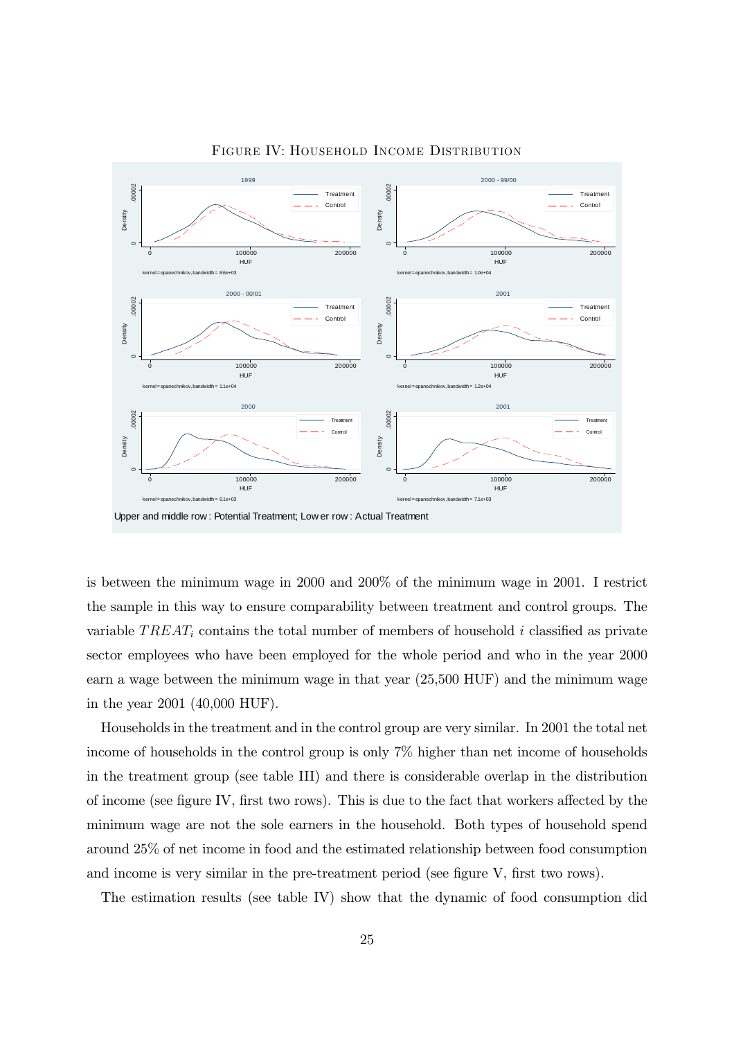FIGURE IV: HOUSEHOLD INCOME DISTRIBUTION

Upper and middle row: Potential Treatment; Lower row: Actual Treatment

is between the minimum wage in 2000 and 200% of the minimum wage in 2001. I restrict the sample in this way to ensure comparability between treatment and control groups. The variable $TREAT_i$ contains the total number of members of household $i$ classified as private sector employees who have been employed for the whole period and who in the year 2000 earn a wage between the minimum wage in that year (25,500 HUF) and the minimum wage in the year 2001 (40,000 HUF).

Households in the treatment and in the control group are very similar. In 2001 the total net income of households in the control group is only 7% higher than net income of households in the treatment group (see table III) and there is considerable overlap in the distribution of income (see figure IV, first two rows). This is due to the fact that workers affected by the minimum wage are not the sole earners in the household. Both types of household spend around 25% of net income in food and the estimated relationship between food consumption and income is very similar in the pre-treatment period (see figure V, first two rows).

The estimation results (see table IV) show that the dynamic of food consumption did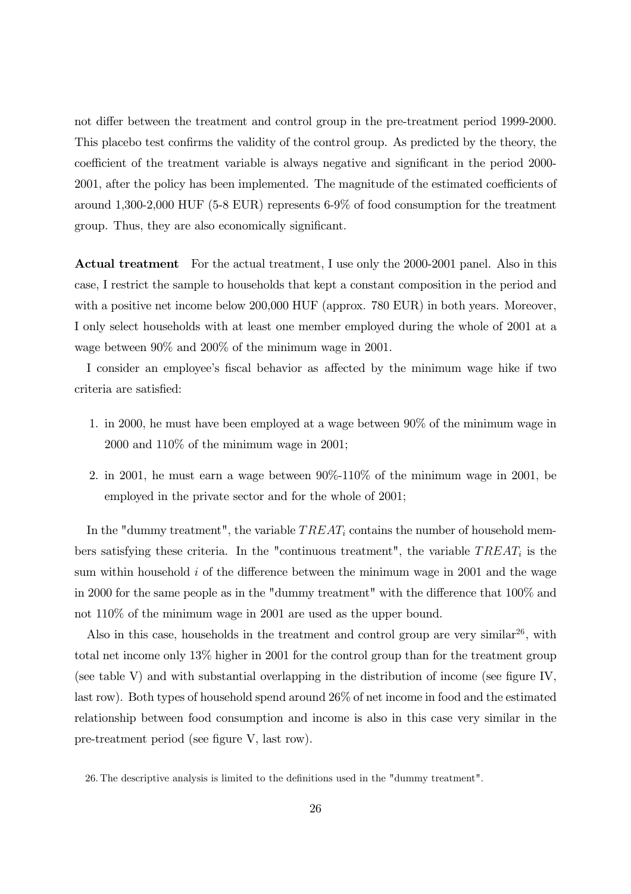not differ between the treatment and control group in the pre-treatment period 1999-2000. This placebo test confirms the validity of the control group. As predicted by the theory, the coefficient of the treatment variable is always negative and significant in the period 2000-2001, after the policy has been implemented. The magnitude of the estimated coefficients of around 1,300-2,000 HUF (5-8 EUR) represents 6-9% of food consumption for the treatment group. Thus, they are also economically significant.

**Actual treatment** For the actual treatment, I use only the 2000-2001 panel. Also in this case, I restrict the sample to households that kept a constant composition in the period and with a positive net income below 200,000 HUF (approx. 780 EUR) in both years. Moreover, I only select households with at least one member employed during the whole of 2001 at a wage between 90% and 200% of the minimum wage in 2001.

I consider an employee's fiscal behavior as affected by the minimum wage hike if two criteria are satisfied:

1. in 2000, he must have been employed at a wage between 90% of the minimum wage in 2000 and 110% of the minimum wage in 2001;
2. in 2001, he must earn a wage between 90%-110% of the minimum wage in 2001, be employed in the private sector and for the whole of 2001;

In the "dummy treatment", the variable $TREAT_i$ contains the number of household members satisfying these criteria. In the "continuous treatment", the variable $TREAT_i$ is the sum within household $i$ of the difference between the minimum wage in 2001 and the wage in 2000 for the same people as in the "dummy treatment" with the difference that 100% and not 110% of the minimum wage in 2001 are used as the upper bound.

Also in this case, households in the treatment and control group are very similar[26], with total net income only 13% higher in 2001 for the control group than for the treatment group (see table V) and with substantial overlapping in the distribution of income (see figure IV, last row). Both types of household spend around 26% of net income in food and the estimated relationship between food consumption and income is also in this case very similar in the pre-treatment period (see figure V, last row).

26. The descriptive analysis is limited to the definitions used in the "dummy treatment".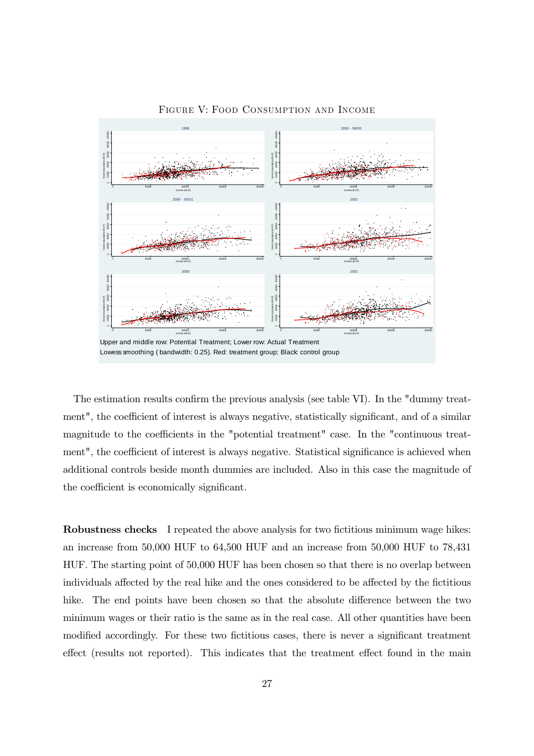FIGURE V: FOOD CONSUMPTION AND INCOME

Upper and middle row: Potential Treatment; Lower row: Actual Treatment
Lowess smoothing ( bandwidth: 0.25). Red: treatment group; Black: control group

The estimation results confirm the previous analysis (see table VI). In the "dummy treatment", the coefficient of interest is always negative, statistically significant, and of a similar magnitude to the coefficients in the "potential treatment" case. In the "continuous treatment", the coefficient of interest is always negative. Statistical significance is achieved when additional controls beside month dummies are included. Also in this case the magnitude of the coefficient is economically significant.

**Robustness checks** I repeated the above analysis for two fictitious minimum wage hikes: an increase from 50,000 HUF to 64,500 HUF and an increase from 50,000 HUF to 78,431 HUF. The starting point of 50,000 HUF has been chosen so that there is no overlap between individuals affected by the real hike and the ones considered to be affected by the fictitious hike. The end points have been chosen so that the absolute difference between the two minimum wages or their ratio is the same as in the real case. All other quantities have been modified accordingly. For these two fictitious cases, there is never a significant treatment effect (results not reported). This indicates that the treatment effect found in the main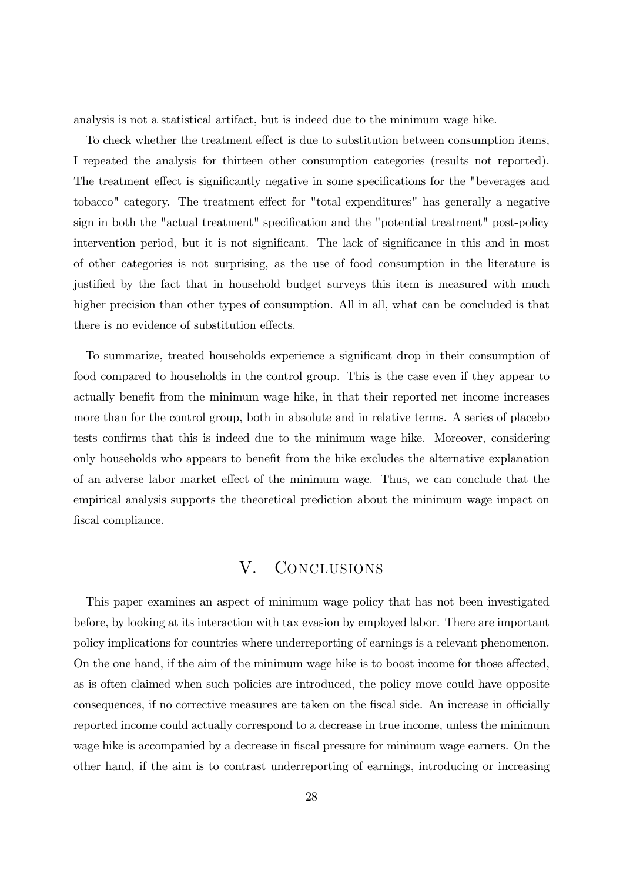analysis is not a statistical artifact, but is indeed due to the minimum wage hike.

To check whether the treatment effect is due to substitution between consumption items, I repeated the analysis for thirteen other consumption categories (results not reported). The treatment effect is significantly negative in some specifications for the "beverages and tobacco" category. The treatment effect for "total expenditures" has generally a negative sign in both the "actual treatment" specification and the "potential treatment" post-policy intervention period, but it is not significant. The lack of significance in this and in most of other categories is not surprising, as the use of food consumption in the literature is justified by the fact that in household budget surveys this item is measured with much higher precision than other types of consumption. All in all, what can be concluded is that there is no evidence of substitution effects.

To summarize, treated households experience a significant drop in their consumption of food compared to households in the control group. This is the case even if they appear to actually benefit from the minimum wage hike, in that their reported net income increases more than for the control group, both in absolute and in relative terms. A series of placebo tests confirms that this is indeed due to the minimum wage hike. Moreover, considering only households who appears to benefit from the hike excludes the alternative explanation of an adverse labor market effect of the minimum wage. Thus, we can conclude that the empirical analysis supports the theoretical prediction about the minimum wage impact on fiscal compliance.

# V. Conclusions

This paper examines an aspect of minimum wage policy that has not been investigated before, by looking at its interaction with tax evasion by employed labor. There are important policy implications for countries where underreporting of earnings is a relevant phenomenon. On the one hand, if the aim of the minimum wage hike is to boost income for those affected, as is often claimed when such policies are introduced, the policy move could have opposite consequences, if no corrective measures are taken on the fiscal side. An increase in officially reported income could actually correspond to a decrease in true income, unless the minimum wage hike is accompanied by a decrease in fiscal pressure for minimum wage earners. On the other hand, if the aim is to contrast underreporting of earnings, introducing or increasing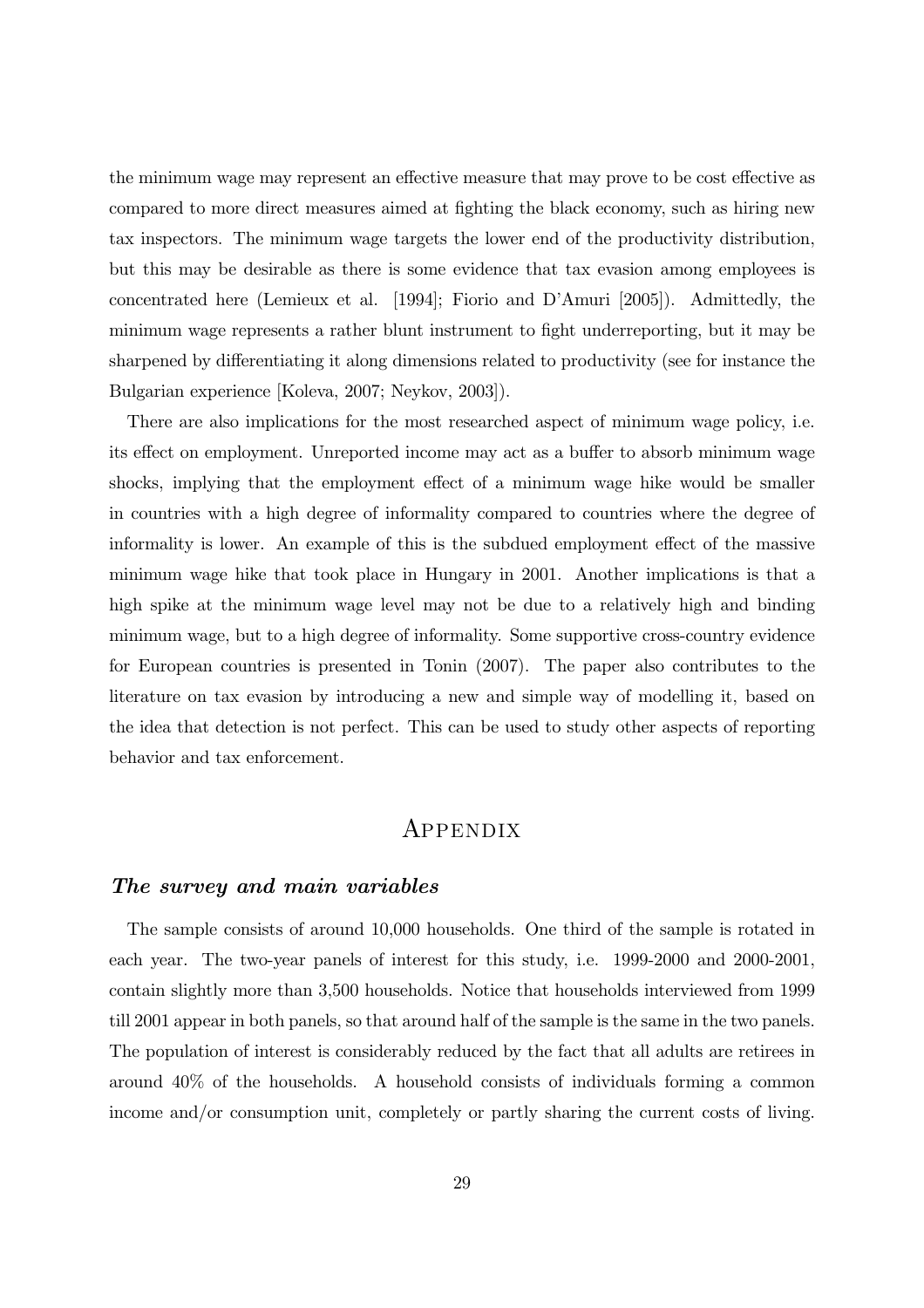the minimum wage may represent an effective measure that may prove to be cost effective as compared to more direct measures aimed at fighting the black economy, such as hiring new tax inspectors. The minimum wage targets the lower end of the productivity distribution, but this may be desirable as there is some evidence that tax evasion among employees is concentrated here (Lemieux et al. [1994]; Fiorio and D'Amuri [2005]). Admittedly, the minimum wage represents a rather blunt instrument to fight underreporting, but it may be sharpened by differentiating it along dimensions related to productivity (see for instance the Bulgarian experience [Koleva, 2007; Neykov, 2003]).

There are also implications for the most researched aspect of minimum wage policy, i.e. its effect on employment. Unreported income may act as a buffer to absorb minimum wage shocks, implying that the employment effect of a minimum wage hike would be smaller in countries with a high degree of informality compared to countries where the degree of informality is lower. An example of this is the subdued employment effect of the massive minimum wage hike that took place in Hungary in 2001. Another implications is that a high spike at the minimum wage level may not be due to a relatively high and binding minimum wage, but to a high degree of informality. Some supportive cross-country evidence for European countries is presented in Tonin (2007). The paper also contributes to the literature on tax evasion by introducing a new and simple way of modelling it, based on the idea that detection is not perfect. This can be used to study other aspects of reporting behavior and tax enforcement.

# Appendix

### *The survey and main variables*

The sample consists of around 10,000 households. One third of the sample is rotated in each year. The two-year panels of interest for this study, i.e. 1999-2000 and 2000-2001, contain slightly more than 3,500 households. Notice that households interviewed from 1999 till 2001 appear in both panels, so that around half of the sample is the same in the two panels. The population of interest is considerably reduced by the fact that all adults are retirees in around 40% of the households. A household consists of individuals forming a common income and/or consumption unit, completely or partly sharing the current costs of living.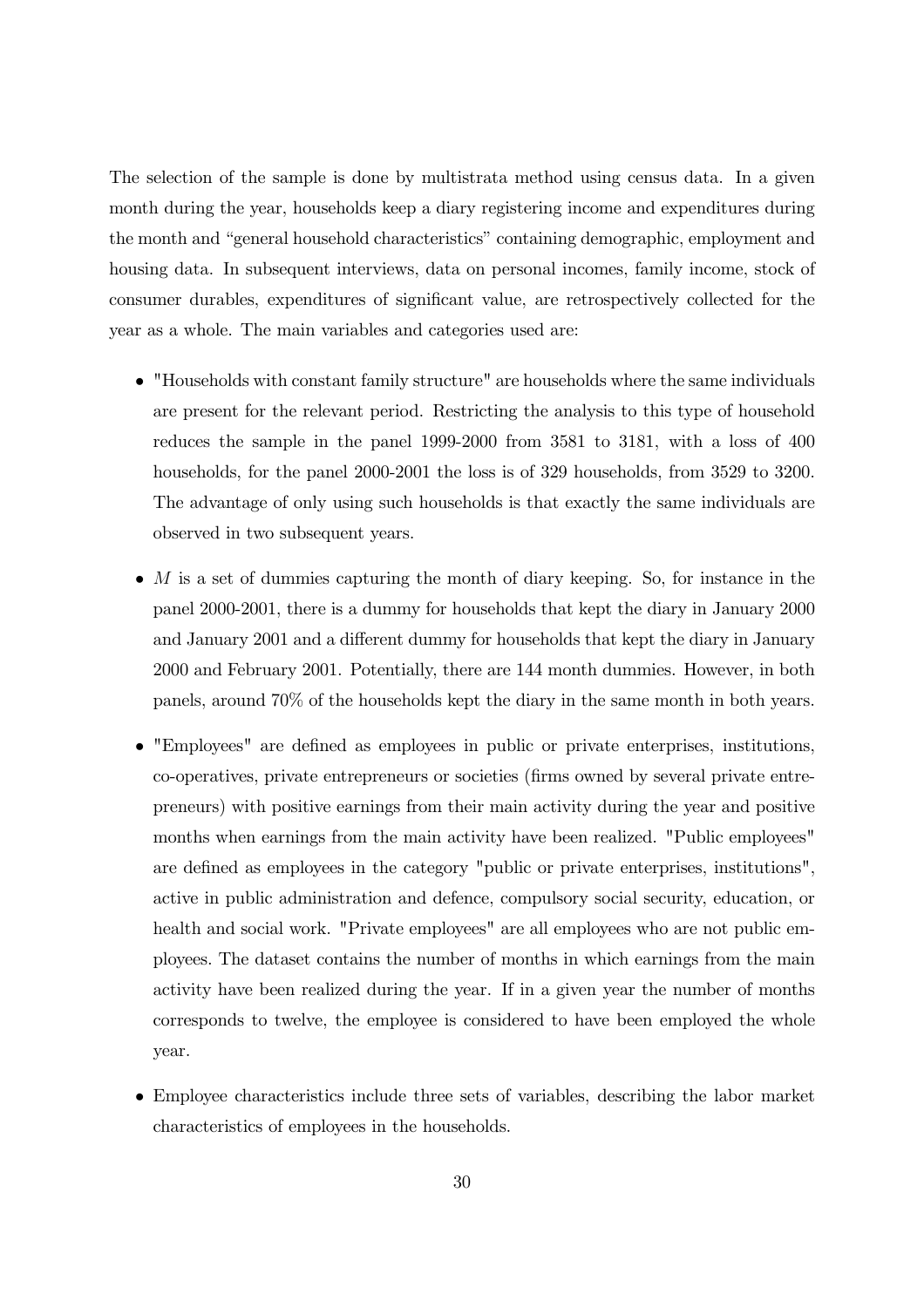The selection of the sample is done by multistrata method using census data. In a given month during the year, households keep a diary registering income and expenditures during the month and "general household characteristics" containing demographic, employment and housing data. In subsequent interviews, data on personal incomes, family income, stock of consumer durables, expenditures of significant value, are retrospectively collected for the year as a whole. The main variables and categories used are:

- "Households with constant family structure" are households where the same individuals are present for the relevant period. Restricting the analysis to this type of household reduces the sample in the panel 1999-2000 from 3581 to 3181, with a loss of 400 households, for the panel 2000-2001 the loss is of 329 households, from 3529 to 3200. The advantage of only using such households is that exactly the same individuals are observed in two subsequent years.
- $M$ is a set of dummies capturing the month of diary keeping. So, for instance in the panel 2000-2001, there is a dummy for households that kept the diary in January 2000 and January 2001 and a different dummy for households that kept the diary in January 2000 and February 2001. Potentially, there are 144 month dummies. However, in both panels, around 70% of the households kept the diary in the same month in both years.
- "Employees" are defined as employees in public or private enterprises, institutions, co-operatives, private entrepreneurs or societies (firms owned by several private entrepreneurs) with positive earnings from their main activity during the year and positive months when earnings from the main activity have been realized. "Public employees" are defined as employees in the category "public or private enterprises, institutions", active in public administration and defence, compulsory social security, education, or health and social work. "Private employees" are all employees who are not public employees. The dataset contains the number of months in which earnings from the main activity have been realized during the year. If in a given year the number of months corresponds to twelve, the employee is considered to have been employed the whole year.
- Employee characteristics include three sets of variables, describing the labor market characteristics of employees in the households.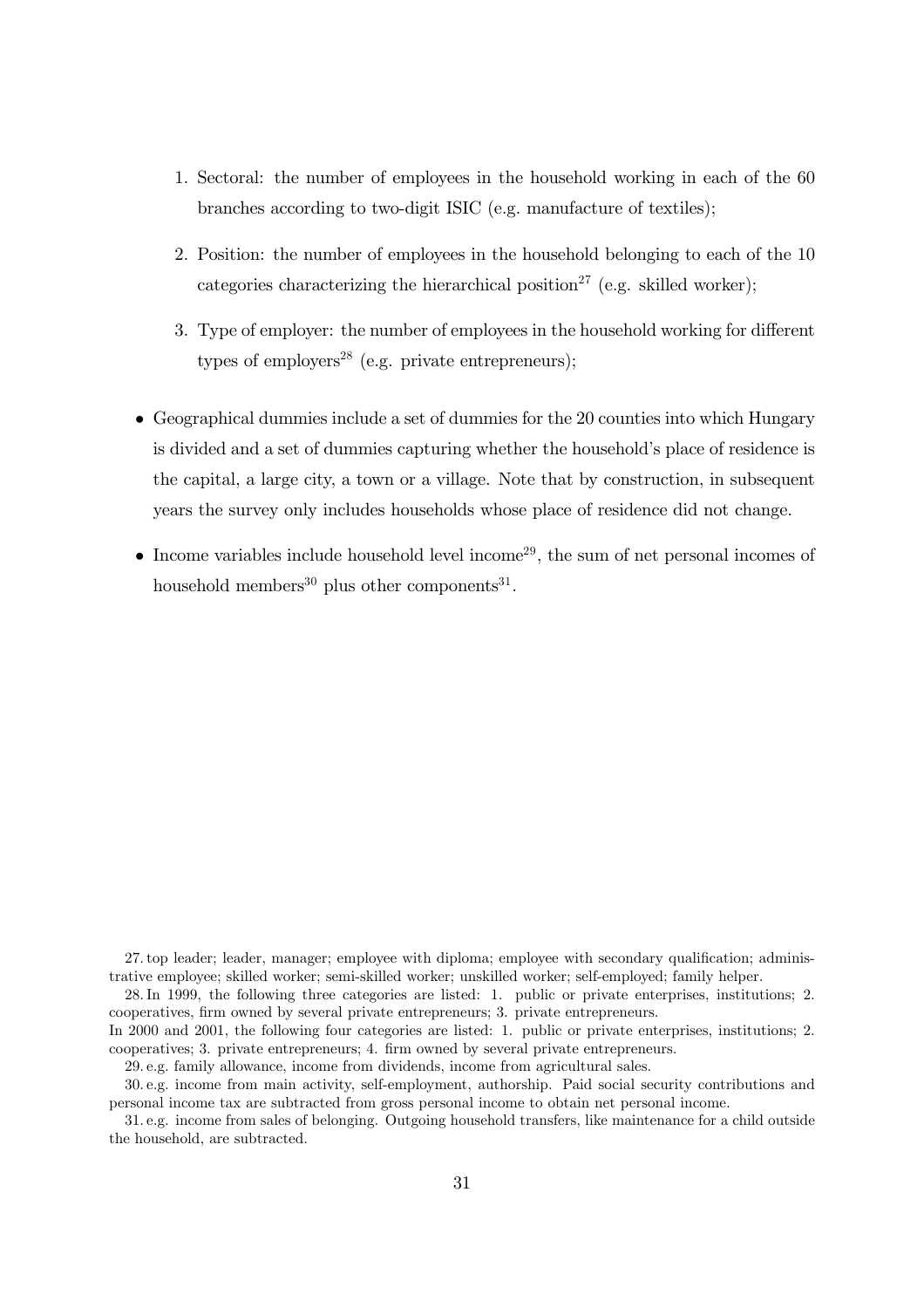1. Sectoral: the number of employees in the household working in each of the 60 branches according to two-digit ISIC (e.g. manufacture of textiles);

2. Position: the number of employees in the household belonging to each of the 10 categories characterizing the hierarchical position[27] (e.g. skilled worker);

3. Type of employer: the number of employees in the household working for different types of employers[28] (e.g. private entrepreneurs);

- Geographical dummies include a set of dummies for the 20 counties into which Hungary is divided and a set of dummies capturing whether the household's place of residence is the capital, a large city, a town or a village. Note that by construction, in subsequent years the survey only includes households whose place of residence did not change.

- Income variables include household level income[29], the sum of net personal incomes of household members[30] plus other components[31].

27. top leader; leader, manager; employee with diploma; employee with secondary qualification; administrative employee; skilled worker; semi-skilled worker; unskilled worker; self-employed; family helper.

28. In 1999, the following three categories are listed: 1. public or private enterprises, institutions; 2. cooperatives, firm owned by several private entrepreneurs; 3. private entrepreneurs.
In 2000 and 2001, the following four categories are listed: 1. public or private enterprises, institutions; 2. cooperatives; 3. private entrepreneurs; 4. firm owned by several private entrepreneurs.

29. e.g. family allowance, income from dividends, income from agricultural sales.

30. e.g. income from main activity, self-employment, authorship. Paid social security contributions and personal income tax are subtracted from gross personal income to obtain net personal income.

31. e.g. income from sales of belonging. Outgoing household transfers, like maintenance for a child outside the household, are subtracted.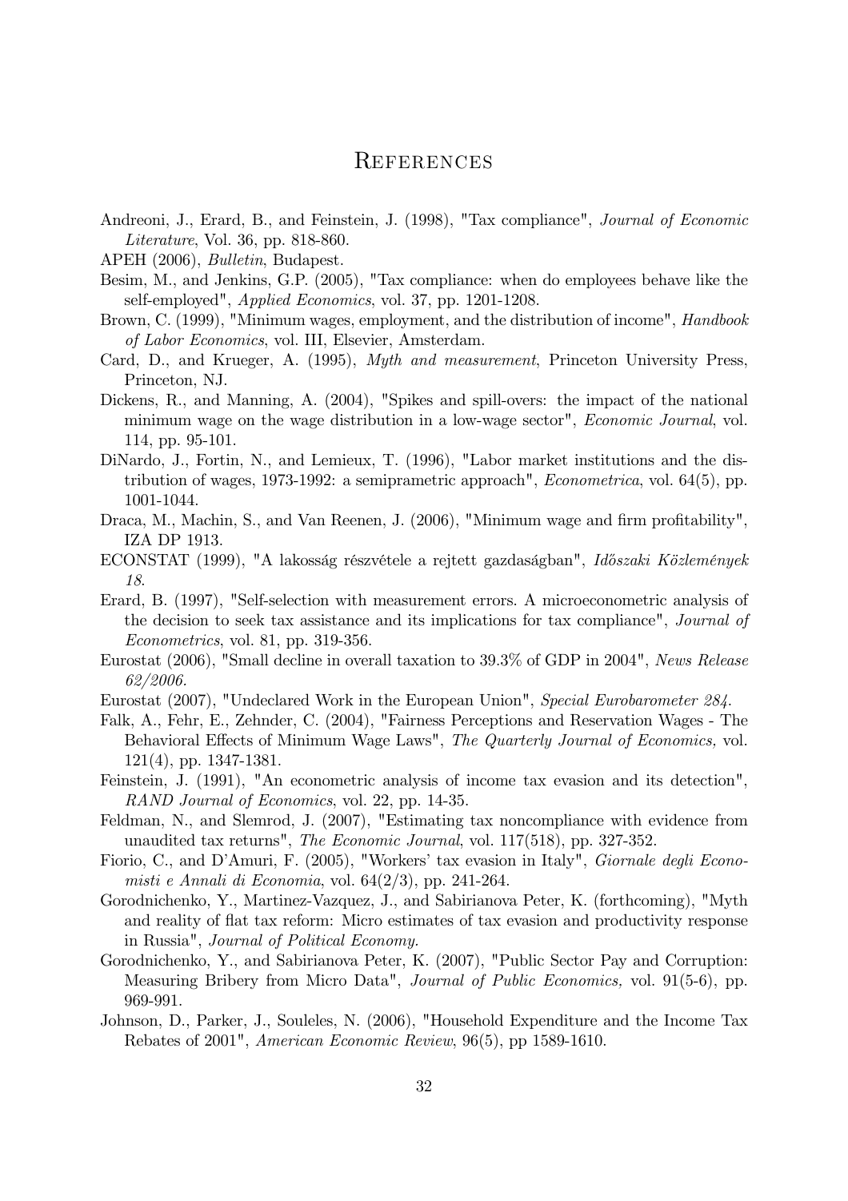# References

Andreoni, J., Erard, B., and Feinstein, J. (1998), "Tax compliance", *Journal of Economic Literature*, Vol. 36, pp. 818-860.

APEH (2006), *Bulletin*, Budapest.

Besim, M., and Jenkins, G.P. (2005), "Tax compliance: when do employees behave like the self-employed", *Applied Economics*, vol. 37, pp. 1201-1208.

Brown, C. (1999), "Minimum wages, employment, and the distribution of income", *Handbook of Labor Economics*, vol. III, Elsevier, Amsterdam.

Card, D., and Krueger, A. (1995), *Myth and measurement*, Princeton University Press, Princeton, NJ.

Dickens, R., and Manning, A. (2004), "Spikes and spill-overs: the impact of the national minimum wage on the wage distribution in a low-wage sector", *Economic Journal*, vol. 114, pp. 95-101.

DiNardo, J., Fortin, N., and Lemieux, T. (1996), "Labor market institutions and the distribution of wages, 1973-1992: a semiprametric approach", *Econometrica*, vol. 64(5), pp. 1001-1044.

Draca, M., Machin, S., and Van Reenen, J. (2006), "Minimum wage and firm profitability", IZA DP 1913.

ECONSTAT (1999), "A lakosság részvétele a rejtett gazdaságban", *Időszaki Közlemények 18*.

Erard, B. (1997), "Self-selection with measurement errors. A microeconometric analysis of the decision to seek tax assistance and its implications for tax compliance", *Journal of Econometrics*, vol. 81, pp. 319-356.

Eurostat (2006), "Small decline in overall taxation to 39.3% of GDP in 2004", *News Release 62/2006*.

Eurostat (2007), "Undeclared Work in the European Union", *Special Eurobarometer 284*.

Falk, A., Fehr, E., Zehnder, C. (2004), "Fairness Perceptions and Reservation Wages - The Behavioral Effects of Minimum Wage Laws", *The Quarterly Journal of Economics,* vol. 121(4), pp. 1347-1381.

Feinstein, J. (1991), "An econometric analysis of income tax evasion and its detection", *RAND Journal of Economics*, vol. 22, pp. 14-35.

Feldman, N., and Slemrod, J. (2007), "Estimating tax noncompliance with evidence from unaudited tax returns", *The Economic Journal*, vol. 117(518), pp. 327-352.

Fiorio, C., and D'Amuri, F. (2005), "Workers' tax evasion in Italy", *Giornale degli Economisti e Annali di Economia*, vol. 64(2/3), pp. 241-264.

Gorodnichenko, Y., Martinez-Vazquez, J., and Sabirianova Peter, K. (forthcoming), "Myth and reality of flat tax reform: Micro estimates of tax evasion and productivity response in Russia", *Journal of Political Economy.*

Gorodnichenko, Y., and Sabirianova Peter, K. (2007), "Public Sector Pay and Corruption: Measuring Bribery from Micro Data", *Journal of Public Economics,* vol. 91(5-6), pp. 969-991.

Johnson, D., Parker, J., Souleles, N. (2006), "Household Expenditure and the Income Tax Rebates of 2001", *American Economic Review*, 96(5), pp 1589-1610.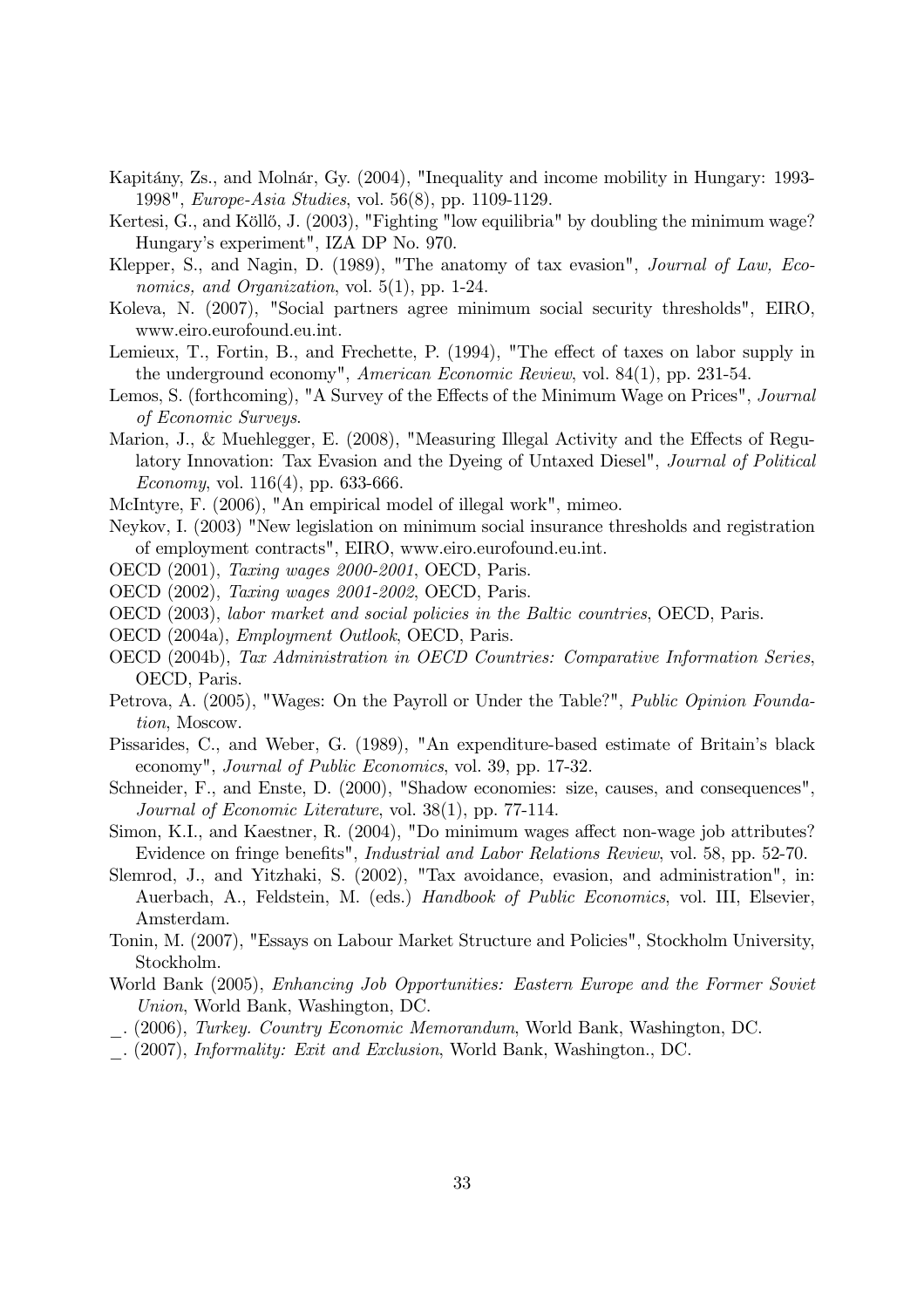Kapitány, Zs., and Molnár, Gy. (2004), "Inequality and income mobility in Hungary: 1993-1998", *Europe-Asia Studies*, vol. 56(8), pp. 1109-1129.

Kertesi, G., and Köllő, J. (2003), "Fighting "low equilibria" by doubling the minimum wage? Hungary's experiment", IZA DP No. 970.

Klepper, S., and Nagin, D. (1989), "The anatomy of tax evasion", *Journal of Law, Economics, and Organization*, vol. 5(1), pp. 1-24.

Koleva, N. (2007), "Social partners agree minimum social security thresholds", EIRO, www.eiro.eurofound.eu.int.

Lemieux, T., Fortin, B., and Frechette, P. (1994), "The effect of taxes on labor supply in the underground economy", *American Economic Review*, vol. 84(1), pp. 231-54.

Lemos, S. (forthcoming), "A Survey of the Effects of the Minimum Wage on Prices", *Journal of Economic Surveys*.

Marion, J., & Muehlegger, E. (2008), "Measuring Illegal Activity and the Effects of Regulatory Innovation: Tax Evasion and the Dyeing of Untaxed Diesel", *Journal of Political Economy*, vol. 116(4), pp. 633-666.

McIntyre, F. (2006), "An empirical model of illegal work", mimeo.

Neykov, I. (2003) "New legislation on minimum social insurance thresholds and registration of employment contracts", EIRO, www.eiro.eurofound.eu.int.

OECD (2001), *Taxing wages 2000-2001*, OECD, Paris.

OECD (2002), *Taxing wages 2001-2002*, OECD, Paris.

OECD (2003), *labor market and social policies in the Baltic countries*, OECD, Paris.

OECD (2004a), *Employment Outlook*, OECD, Paris.

OECD (2004b), *Tax Administration in OECD Countries: Comparative Information Series*, OECD, Paris.

Petrova, A. (2005), "Wages: On the Payroll or Under the Table?", *Public Opinion Foundation*, Moscow.

Pissarides, C., and Weber, G. (1989), "An expenditure-based estimate of Britain's black economy", *Journal of Public Economics*, vol. 39, pp. 17-32.

Schneider, F., and Enste, D. (2000), "Shadow economies: size, causes, and consequences", *Journal of Economic Literature*, vol. 38(1), pp. 77-114.

Simon, K.I., and Kaestner, R. (2004), "Do minimum wages affect non-wage job attributes? Evidence on fringe benefits", *Industrial and Labor Relations Review*, vol. 58, pp. 52-70.

Slemrod, J., and Yitzhaki, S. (2002), "Tax avoidance, evasion, and administration", in: Auerbach, A., Feldstein, M. (eds.) *Handbook of Public Economics*, vol. III, Elsevier, Amsterdam.

Tonin, M. (2007), "Essays on Labour Market Structure and Policies", Stockholm University, Stockholm.

World Bank (2005), *Enhancing Job Opportunities: Eastern Europe and the Former Soviet Union*, World Bank, Washington, DC.

_. (2006), *Turkey. Country Economic Memorandum*, World Bank, Washington, DC.

_. (2007), *Informality: Exit and Exclusion*, World Bank, Washington., DC.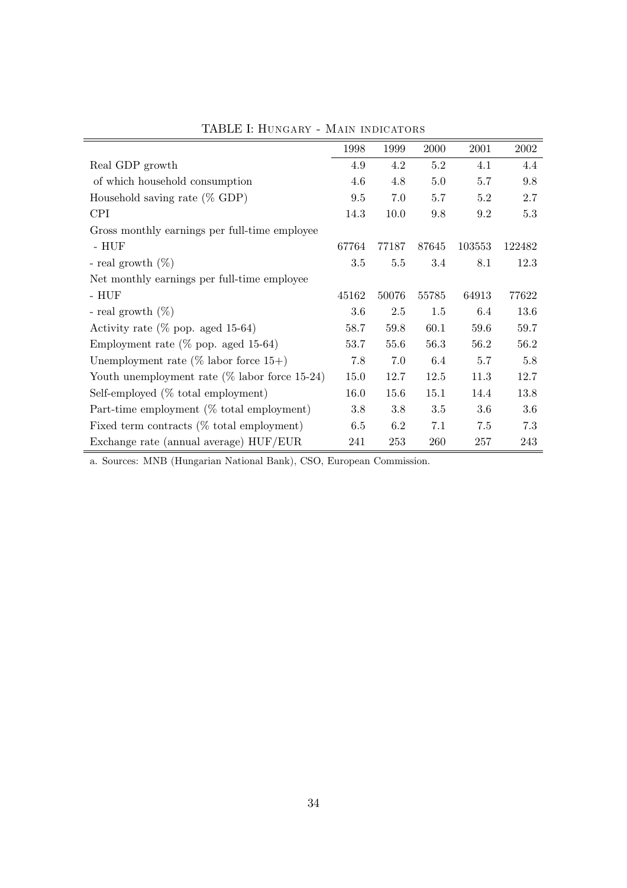TABLE I: Hungary - Main indicators

| | 1998 | 1999 | 2000 | 2001 | 2002 |
|---|---|---|---|---|---|
| Real GDP growth | 4.9 | 4.2 | 5.2 | 4.1 | 4.4 |
| of which household consumption | 4.6 | 4.8 | 5.0 | 5.7 | 9.8 |
| Household saving rate (% GDP) | 9.5 | 7.0 | 5.7 | 5.2 | 2.7 |
| CPI | 14.3 | 10.0 | 9.8 | 9.2 | 5.3 |
| Gross monthly earnings per full-time employee | | | | | |
| - HUF | 67764 | 77187 | 87645 | 103553 | 122482 |
| - real growth (%) | 3.5 | 5.5 | 3.4 | 8.1 | 12.3 |
| Net monthly earnings per full-time employee | | | | | |
| - HUF | 45162 | 50076 | 55785 | 64913 | 77622 |
| - real growth (%) | 3.6 | 2.5 | 1.5 | 6.4 | 13.6 |
| Activity rate (% pop. aged 15-64) | 58.7 | 59.8 | 60.1 | 59.6 | 59.7 |
| Employment rate (% pop. aged 15-64) | 53.7 | 55.6 | 56.3 | 56.2 | 56.2 |
| Unemployment rate (% labor force 15+) | 7.8 | 7.0 | 6.4 | 5.7 | 5.8 |
| Youth unemployment rate (% labor force 15-24) | 15.0 | 12.7 | 12.5 | 11.3 | 12.7 |
| Self-employed (% total employment) | 16.0 | 15.6 | 15.1 | 14.4 | 13.8 |
| Part-time employment (% total employment) | 3.8 | 3.8 | 3.5 | 3.6 | 3.6 |
| Fixed term contracts (% total employment) | 6.5 | 6.2 | 7.1 | 7.5 | 7.3 |
| Exchange rate (annual average) HUF/EUR | 241 | 253 | 260 | 257 | 243 |

a. Sources: MNB (Hungarian National Bank), CSO, European Commission.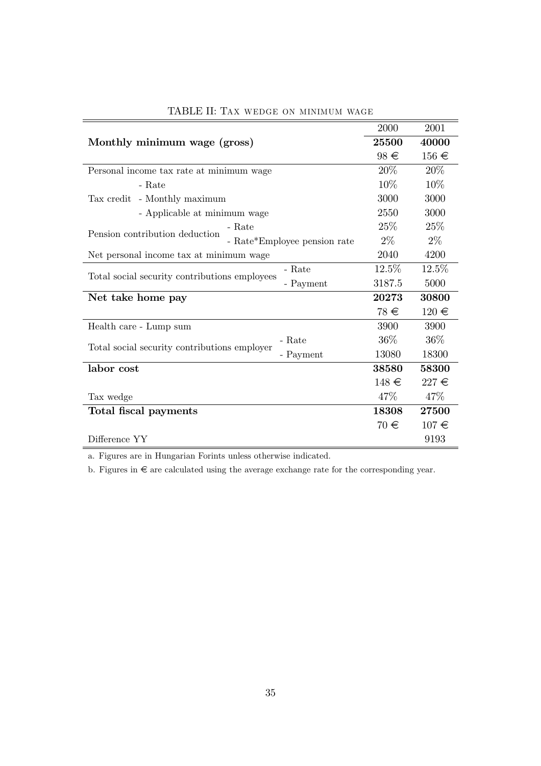TABLE II: Tax wedge on minimum wage

| | | | 2000 | 2001 |
|---|---|---|---|---|
| **Monthly minimum wage (gross)** | | | **25500** | **40000** |
| | | | 98 € | 156 € |
| Personal income tax rate at minimum wage | | | 20% | 20% |
| Tax credit | - Rate | | 10% | 10% |
| | - Monthly maximum | | 3000 | 3000 |
| | - Applicable at minimum wage | | 2550 | 3000 |
| Pension contribution deduction | - Rate | | 25% | 25% |
| | - Rate*Employee pension rate | | 2% | 2% |
| Net personal income tax at minimum wage | | | 2040 | 4200 |
| Total social security contributions employees | | - Rate | 12.5% | 12.5% |
| | | - Payment | 3187.5 | 5000 |
| **Net take home pay** | | | **20273** | **30800** |
| | | | 78 € | 120 € |
| Health care - Lump sum | | | 3900 | 3900 |
| Total social security contributions employer | | - Rate | 36% | 36% |
| | | - Payment | 13080 | 18300 |
| **labor cost** | | | **38580** | **58300** |
| | | | 148 € | 227 € |
| Tax wedge | | | 47% | 47% |
| **Total fiscal payments** | | | **18308** | **27500** |
| | | | 70 € | 107 € |
| Difference YY | | | | 9193 |

a. Figures are in Hungarian Forints unless otherwise indicated.

b. Figures in € are calculated using the average exchange rate for the corresponding year.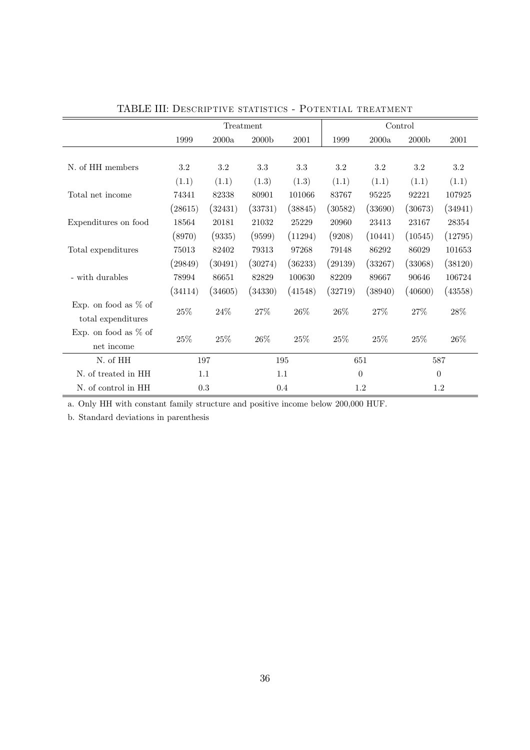TABLE III: Descriptive statistics - Potential treatment

| | Treatment | | | | Control | | | |
|---|---|---|---|---|---|---|---|---|
| | 1999 | 2000a | 2000b | 2001 | 1999 | 2000a | 2000b | 2001 |
| N. of HH members | 3.2 | 3.2 | 3.3 | 3.3 | 3.2 | 3.2 | 3.2 | 3.2 |
| | (1.1) | (1.1) | (1.3) | (1.3) | (1.1) | (1.1) | (1.1) | (1.1) |
| Total net income | 74341 | 82338 | 80901 | 101066 | 83767 | 95225 | 92221 | 107925 |
| | (28615) | (32431) | (33731) | (38845) | (30582) | (33690) | (30673) | (34941) |
| Expenditures on food | 18564 | 20181 | 21032 | 25229 | 20960 | 23413 | 23167 | 28354 |
| | (8970) | (9335) | (9599) | (11294) | (9208) | (10441) | (10545) | (12795) |
| Total expenditures | 75013 | 82402 | 79313 | 97268 | 79148 | 86292 | 86029 | 101653 |
| | (29849) | (30491) | (30274) | (36233) | (29139) | (33267) | (33068) | (38120) |
| - with durables | 78994 | 86651 | 82829 | 100630 | 82209 | 89667 | 90646 | 106724 |
| | (34114) | (34605) | (34330) | (41548) | (32719) | (38940) | (40600) | (43558) |
| Exp. on food as % of total expenditures | 25% | 24% | 27% | 26% | 26% | 27% | 27% | 28% |
| Exp. on food as % of net income | 25% | 25% | 26% | 25% | 25% | 25% | 25% | 26% |
| N. of HH | 197 | | 195 | | 651 | | 587 | |
| N. of treated in HH | 1.1 | | 1.1 | | 0 | | 0 | |
| N. of control in HH | 0.3 | | 0.4 | | 1.2 | | 1.2 | |

a. Only HH with constant family structure and positive income below 200,000 HUF.

b. Standard deviations in parenthesis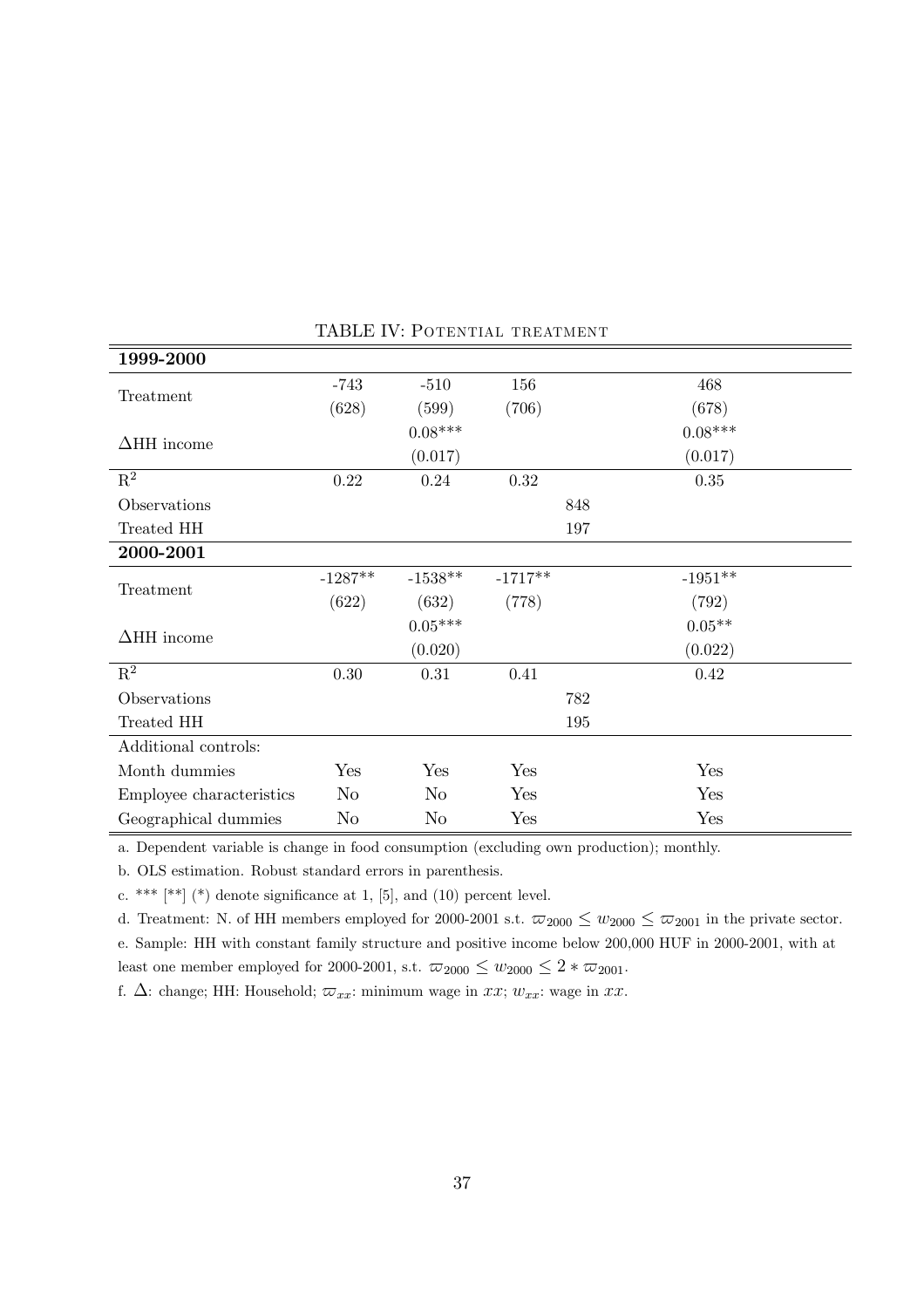TABLE IV: Potential treatment

| | | | | |
|---|---|---|---|---|
| **1999-2000** | | | | |
| Treatment | -743 | -510 | 156 | 468 |
| | (628) | (599) | (706) | (678) |
| ΔHH income | | 0.08*** | | 0.08*** |
| | | (0.017) | | (0.017) |
| $R^2$ | 0.22 | 0.24 | 0.32 | 0.35 |
| Observations | | | 848 | |
| Treated HH | | | 197 | |
| **2000-2001** | | | | |
| Treatment | -1287** | -1538** | -1717** | -1951** |
| | (622) | (632) | (778) | (792) |
| ΔHH income | | 0.05*** | | 0.05** |
| | | (0.020) | | (0.022) |
| $R^2$ | 0.30 | 0.31 | 0.41 | 0.42 |
| Observations | | | 782 | |
| Treated HH | | | 195 | |
| Additional controls: | | | | |
| Month dummies | Yes | Yes | Yes | Yes |
| Employee characteristics | No | No | Yes | Yes |
| Geographical dummies | No | No | Yes | Yes |

a. Dependent variable is change in food consumption (excluding own production); monthly.

b. OLS estimation. Robust standard errors in parenthesis.

c. *** [**] (*) denote significance at 1, [5], and (10) percent level.

d. Treatment: N. of HH members employed for 2000-2001 s.t. $\varpi_{2000} \leq w_{2000} \leq \varpi_{2001}$ in the private sector.

e. Sample: HH with constant family structure and positive income below 200,000 HUF in 2000-2001, with at least one member employed for 2000-2001, s.t. $\varpi_{2000} \leq w_{2000} \leq 2 * \varpi_{2001}$.

f. $\Delta$: change; HH: Household; $\varpi_{xx}$: minimum wage in $xx$; $w_{xx}$: wage in $xx$.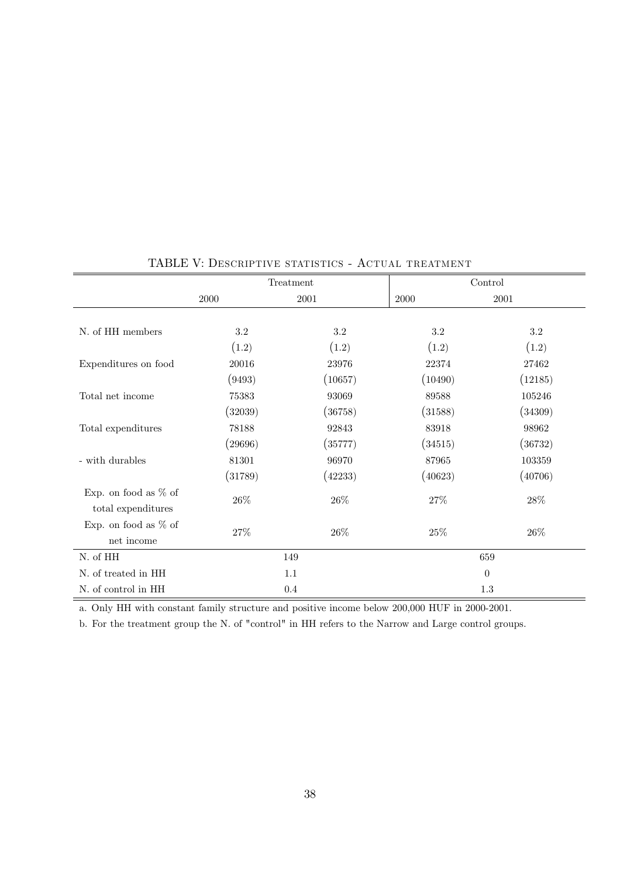TABLE V: Descriptive statistics - Actual treatment

| | Treatment | | Control | |
|---|---|---|---|---|
| | 2000 | 2001 | 2000 | 2001 |
| N. of HH members | 3.2 | 3.2 | 3.2 | 3.2 |
| | (1.2) | (1.2) | (1.2) | (1.2) |
| Expenditures on food | 20016 | 23976 | 22374 | 27462 |
| | (9493) | (10657) | (10490) | (12185) |
| Total net income | 75383 | 93069 | 89588 | 105246 |
| | (32039) | (36758) | (31588) | (34309) |
| Total expenditures | 78188 | 92843 | 83918 | 98962 |
| | (29696) | (35777) | (34515) | (36732) |
| - with durables | 81301 | 96970 | 87965 | 103359 |
| | (31789) | (42233) | (40623) | (40706) |
| Exp. on food as % of total expenditures | 26% | 26% | 27% | 28% |
| Exp. on food as % of net income | 27% | 26% | 25% | 26% |
| N. of HH | 149 | | 659 | |
| N. of treated in HH | 1.1 | | 0 | |
| N. of control in HH | 0.4 | | 1.3 | |

a. Only HH with constant family structure and positive income below 200,000 HUF in 2000-2001.

b. For the treatment group the N. of "control" in HH refers to the Narrow and Large control groups.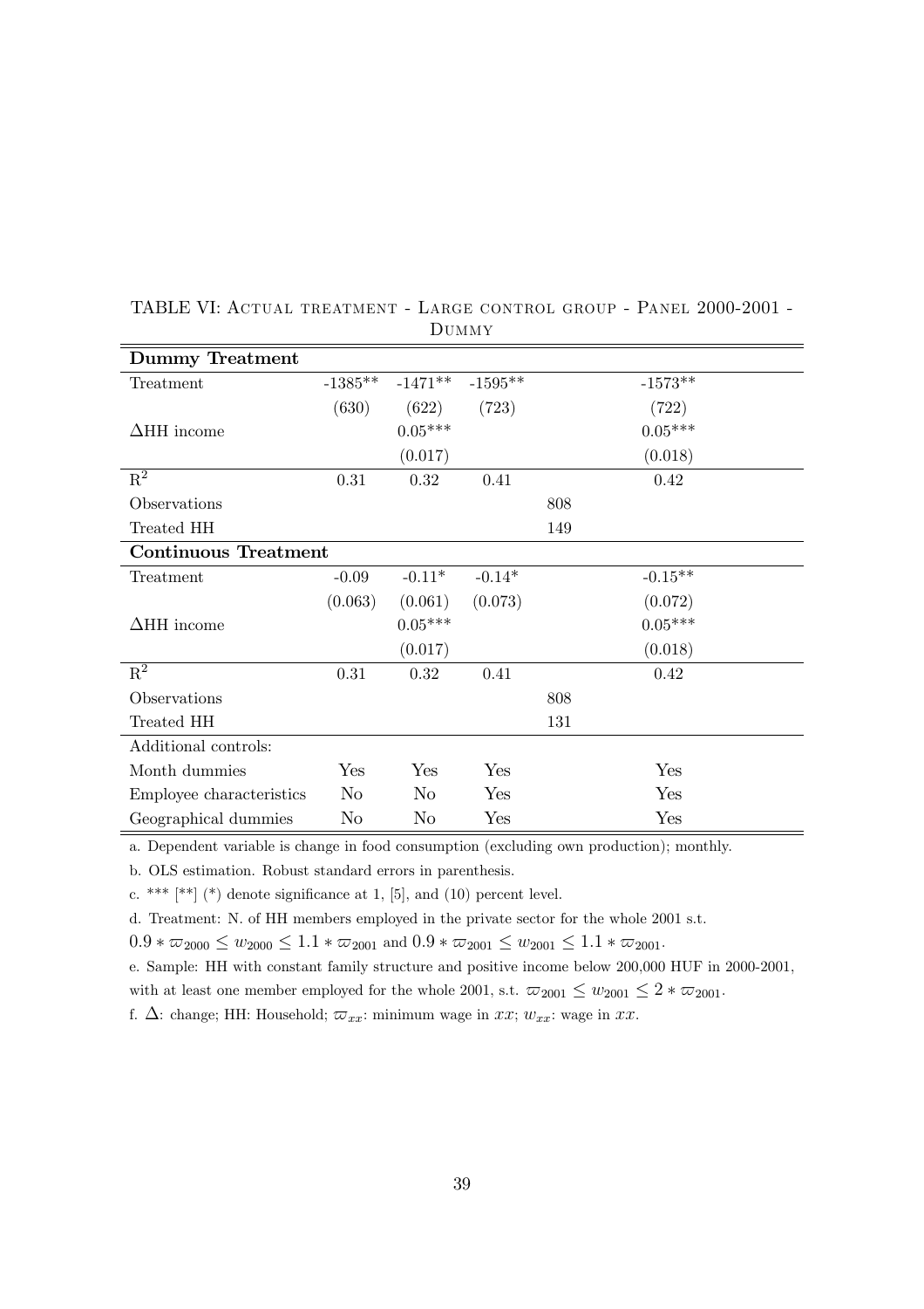TABLE VI: ACTUAL TREATMENT - LARGE CONTROL GROUP - PANEL 2000-2001 - DUMMY

| | | | | | |
|---|---|---|---|---|---|
| **Dummy Treatment** | | | | | |
| Treatment | -1385** | -1471** | -1595** | | -1573** |
| | (630) | (622) | (723) | | (722) |
| $\Delta$HH income | | 0.05*** | | | 0.05*** |
| | | (0.017) | | | (0.018) |
| $R^2$ | 0.31 | 0.32 | 0.41 | | 0.42 |
| Observations | | | | 808 | |
| Treated HH | | | | 149 | |
| **Continuous Treatment** | | | | | |
| Treatment | -0.09 | -0.11* | -0.14* | | -0.15** |
| | (0.063) | (0.061) | (0.073) | | (0.072) |
| $\Delta$HH income | | 0.05*** | | | 0.05*** |
| | | (0.017) | | | (0.018) |
| $R^2$ | 0.31 | 0.32 | 0.41 | | 0.42 |
| Observations | | | | 808 | |
| Treated HH | | | | 131 | |
| Additional controls: | | | | | |
| Month dummies | Yes | Yes | Yes | | Yes |
| Employee characteristics | No | No | Yes | | Yes |
| Geographical dummies | No | No | Yes | | Yes |

a. Dependent variable is change in food consumption (excluding own production); monthly.

b. OLS estimation. Robust standard errors in parenthesis.

c. *** [**] (*) denote significance at 1, [5], and (10) percent level.

d. Treatment: N. of HH members employed in the private sector for the whole 2001 s.t. $0.9 * \varpi_{2000} \leq w_{2000} \leq 1.1 * \varpi_{2001}$ and $0.9 * \varpi_{2001} \leq w_{2001} \leq 1.1 * \varpi_{2001}$.

e. Sample: HH with constant family structure and positive income below 200,000 HUF in 2000-2001, with at least one member employed for the whole 2001, s.t. $\varpi_{2001} \leq w_{2001} \leq 2 * \varpi_{2001}$.

f. $\Delta$: change; HH: Household; $\varpi_{xx}$: minimum wage in $xx$; $w_{xx}$: wage in $xx$.